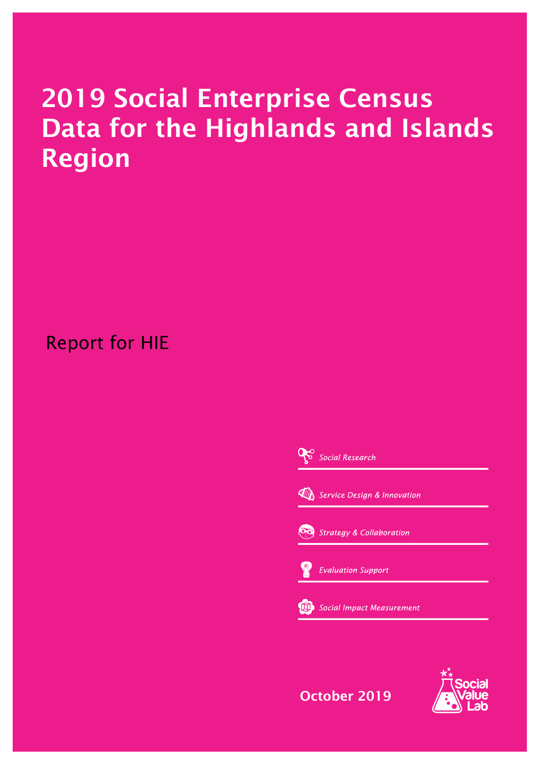# 2019 Social Enterprise Census Data for the Highlands and Islands Region

Report for HIE

*Social Research*

*Service Design & Innovation*

*Strategy & Collaboration*

*Evaluation Support*

*Social Impact Measurement*

**October 2019**

Social Value Lab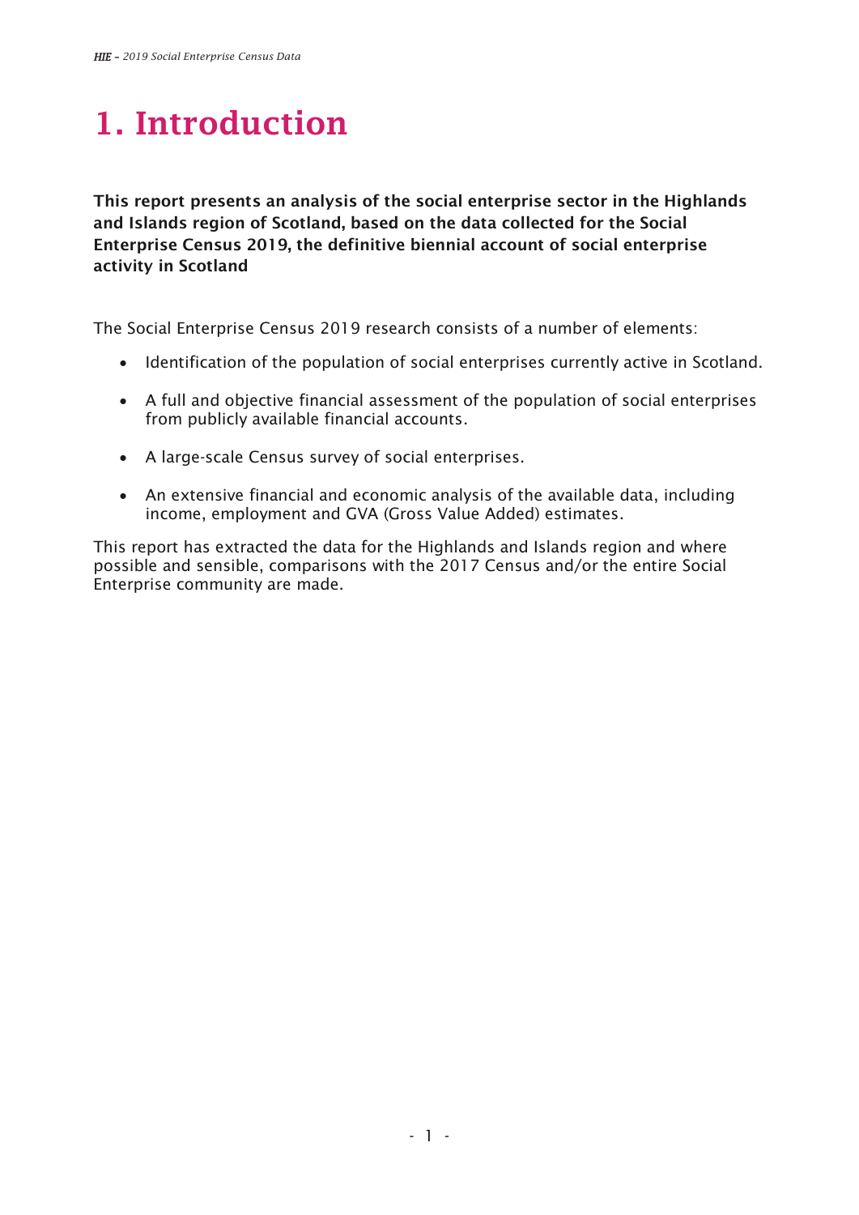# 1. Introduction

**This report presents an analysis of the social enterprise sector in the Highlands and Islands region of Scotland, based on the data collected for the Social Enterprise Census 2019, the definitive biennial account of social enterprise activity in Scotland**

The Social Enterprise Census 2019 research consists of a number of elements:

- Identification of the population of social enterprises currently active in Scotland.
- A full and objective financial assessment of the population of social enterprises from publicly available financial accounts.
- A large-scale Census survey of social enterprises.
- An extensive financial and economic analysis of the available data, including income, employment and GVA (Gross Value Added) estimates.

This report has extracted the data for the Highlands and Islands region and where possible and sensible, comparisons with the 2017 Census and/or the entire Social Enterprise community are made.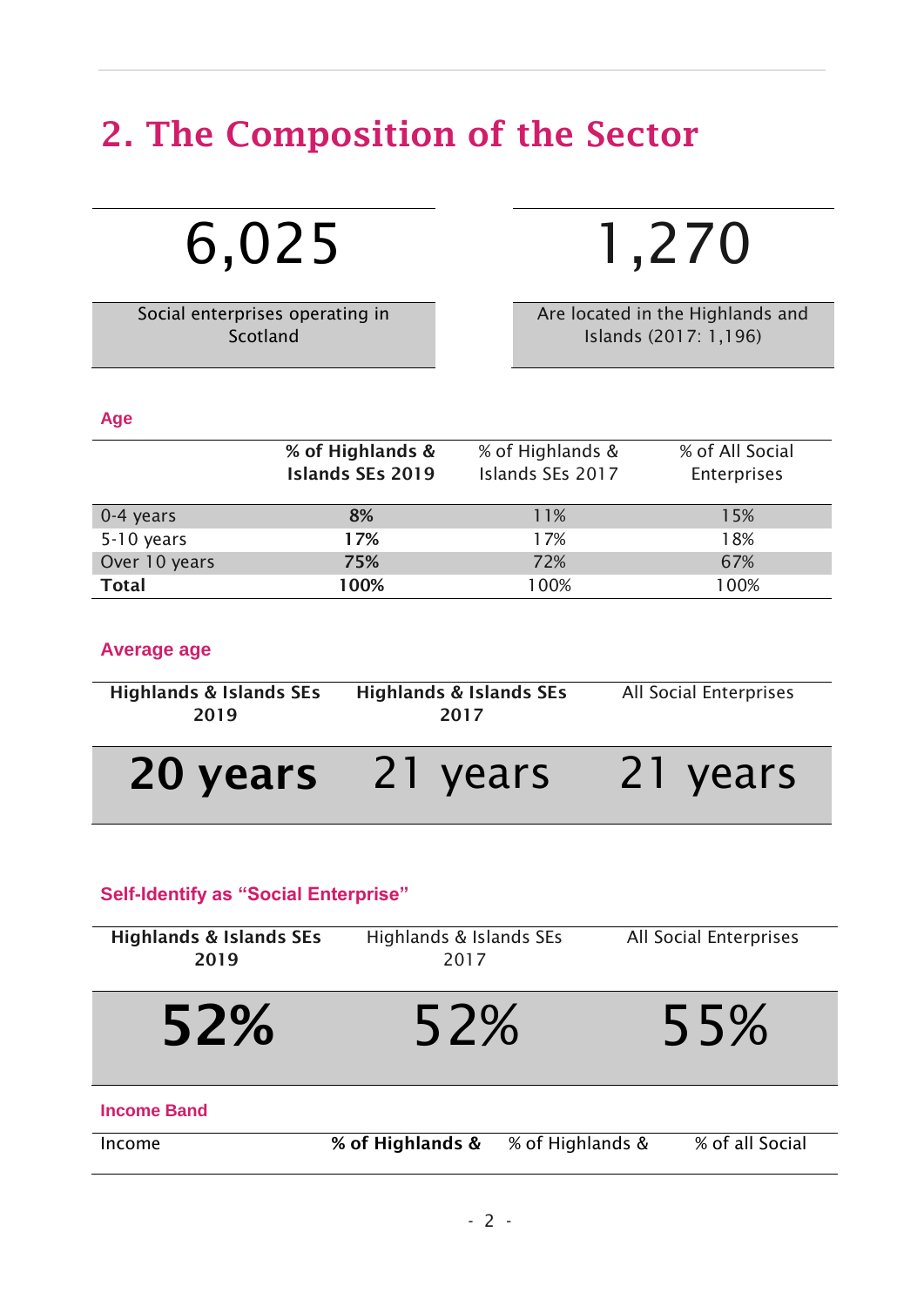## 2. The Composition of the Sector

| 6,025 | 1,270 |
|---|---|
| Social enterprises operating in Scotland | Are located in the Highlands and Islands (2017: 1,196) |

#### Age

| | **% of Highlands & Islands SEs 2019** | % of Highlands & Islands SEs 2017 | % of All Social Enterprises |
|---|---|---|---|
| 0-4 years | **8%** | 11% | 15% |
| 5-10 years | **17%** | 17% | 18% |
| Over 10 years | **75%** | 72% | 67% |
| **Total** | **100%** | 100% | 100% |

#### Average age

| **Highlands & Islands SEs 2019** | **Highlands & Islands SEs 2017** | All Social Enterprises |
|---|---|---|
| **20 years** | 21 years | 21 years |

#### Self-Identify as "Social Enterprise"

| **Highlands & Islands SEs 2019** | Highlands & Islands SEs 2017 | All Social Enterprises |
|---|---|---|
| **52%** | 52% | 55% |

#### Income Band

| Income | **% of Highlands &** | % of Highlands & | % of all Social |
|---|---|---|---|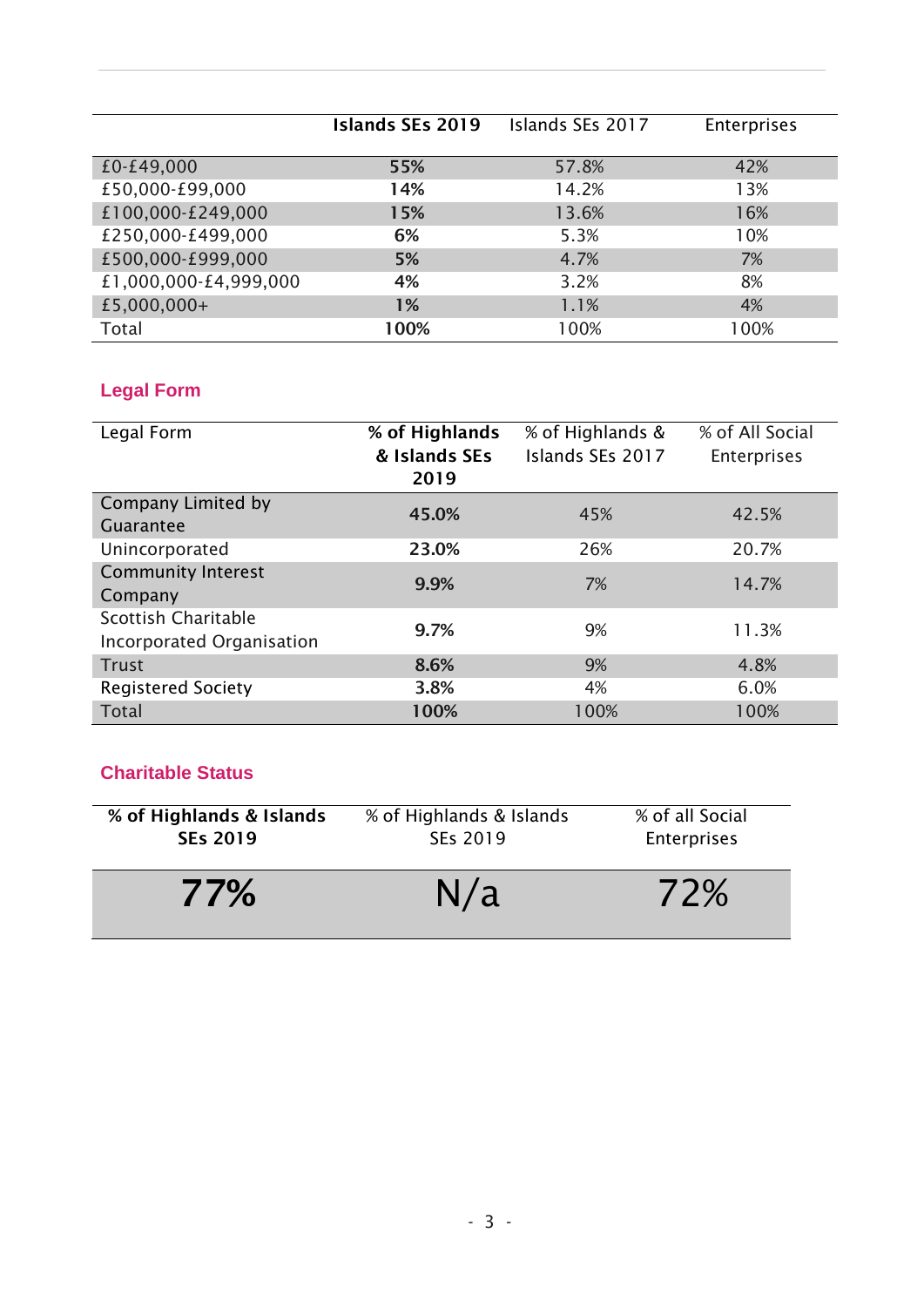| | **Islands SEs 2019** | Islands SEs 2017 | Enterprises |
|---|---|---|---|
| £0-£49,000 | **55%** | 57.8% | 42% |
| £50,000-£99,000 | **14%** | 14.2% | 13% |
| £100,000-£249,000 | **15%** | 13.6% | 16% |
| £250,000-£499,000 | **6%** | 5.3% | 10% |
| £500,000-£999,000 | **5%** | 4.7% | 7% |
| £1,000,000-£4,999,000 | **4%** | 3.2% | 8% |
| £5,000,000+ | **1%** | 1.1% | 4% |
| Total | **100%** | 100% | 100% |

## Legal Form

| Legal Form | **% of Highlands & Islands SEs 2019** | % of Highlands & Islands SEs 2017 | % of All Social Enterprises |
|---|---|---|---|
| Company Limited by Guarantee | **45.0%** | 45% | 42.5% |
| Unincorporated | **23.0%** | 26% | 20.7% |
| Community Interest Company | **9.9%** | 7% | 14.7% |
| Scottish Charitable Incorporated Organisation | **9.7%** | 9% | 11.3% |
| Trust | **8.6%** | 9% | 4.8% |
| Registered Society | **3.8%** | 4% | 6.0% |
| Total | **100%** | 100% | 100% |

## Charitable Status

| **% of Highlands & Islands SEs 2019** | % of Highlands & Islands SEs 2019 | % of all Social Enterprises |
|---|---|---|
| **77%** | N/a | 72% |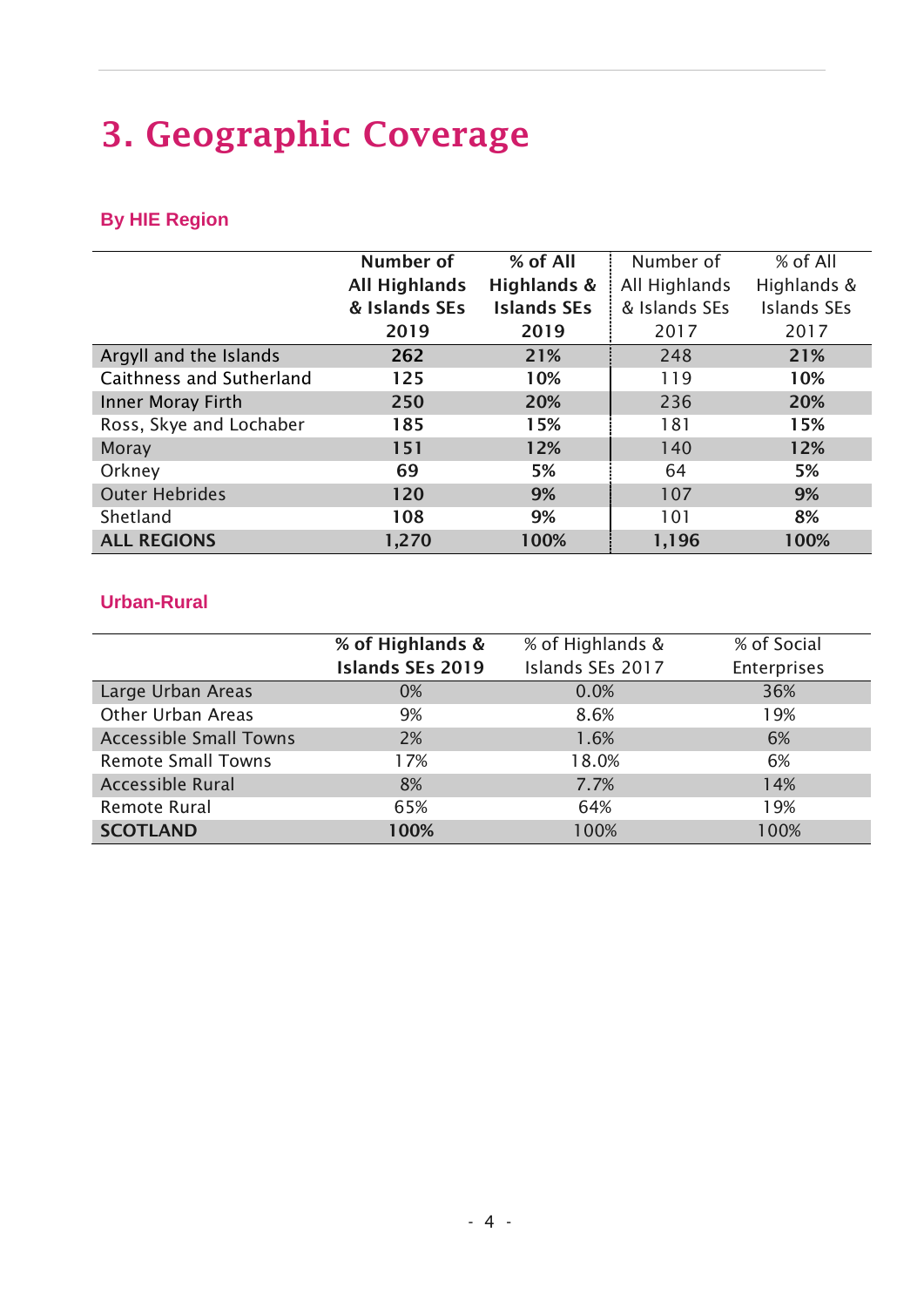# 3. Geographic Coverage

### By HIE Region

| | Number of All Highlands & Islands SEs 2019 | % of All Highlands & Islands SEs 2019 | Number of All Highlands & Islands SEs 2017 | % of All Highlands & Islands SEs 2017 |
|---|---|---|---|---|
| Argyll and the Islands | **262** | **21%** | 248 | **21%** |
| Caithness and Sutherland | **125** | **10%** | 119 | **10%** |
| Inner Moray Firth | **250** | **20%** | 236 | **20%** |
| Ross, Skye and Lochaber | **185** | **15%** | 181 | **15%** |
| Moray | **151** | **12%** | 140 | **12%** |
| Orkney | **69** | **5%** | 64 | **5%** |
| Outer Hebrides | **120** | **9%** | 107 | **9%** |
| Shetland | **108** | **9%** | 101 | **8%** |
| **ALL REGIONS** | **1,270** | **100%** | **1,196** | **100%** |

### Urban-Rural

| | % of Highlands & Islands SEs 2019 | % of Highlands & Islands SEs 2017 | % of Social Enterprises |
|---|---|---|---|
| Large Urban Areas | 0% | 0.0% | 36% |
| Other Urban Areas | 9% | 8.6% | 19% |
| Accessible Small Towns | 2% | 1.6% | 6% |
| Remote Small Towns | 17% | 18.0% | 6% |
| Accessible Rural | 8% | 7.7% | 14% |
| Remote Rural | 65% | 64% | 19% |
| **SCOTLAND** | **100%** | 100% | 100% |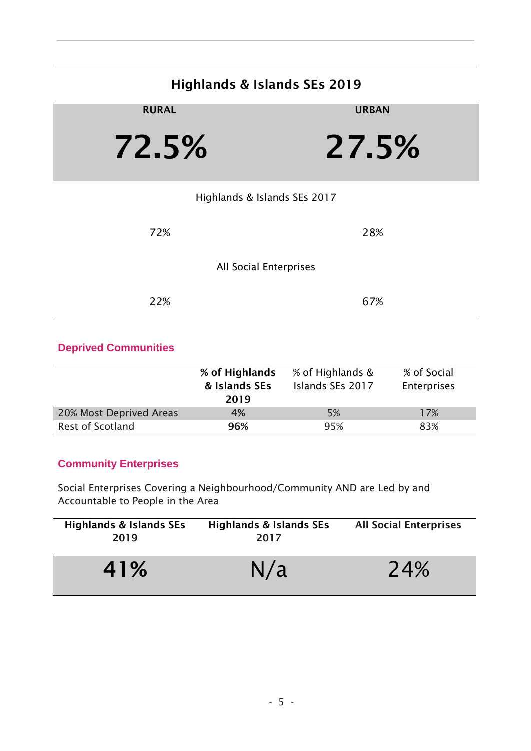| | RURAL | URBAN |
|---|---|---|
| **Highlands & Islands SEs 2019** | **72.5%** | **27.5%** |
| Highlands & Islands SEs 2017 | 72% | 28% |
| All Social Enterprises | 22% | 67% |

### Deprived Communities

| | **% of Highlands & Islands SEs 2019** | % of Highlands & Islands SEs 2017 | % of Social Enterprises |
|---|---|---|---|
| 20% Most Deprived Areas | **4%** | 5% | 17% |
| Rest of Scotland | **96%** | 95% | 83% |

### Community Enterprises

Social Enterprises Covering a Neighbourhood/Community AND are Led by and Accountable to People in the Area

| **Highlands & Islands SEs 2019** | **Highlands & Islands SEs 2017** | **All Social Enterprises** |
|---|---|---|
| **41%** | N/a | 24% |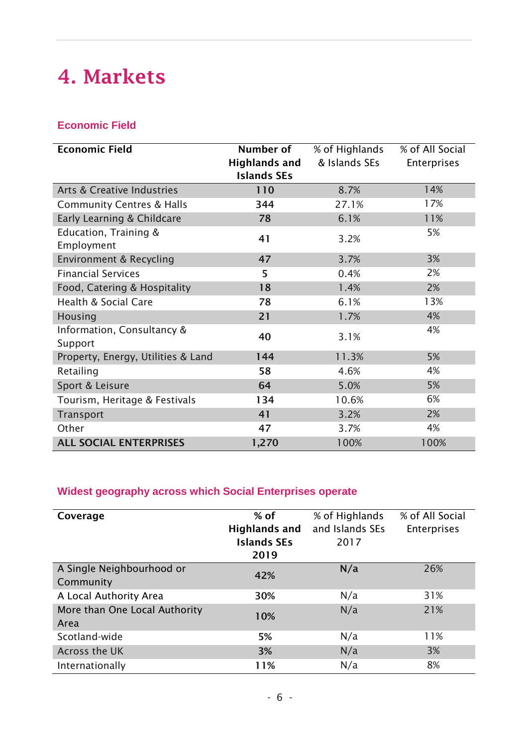# 4. Markets

### Economic Field

| Economic Field | Number of Highlands and Islands SEs | % of Highlands & Islands SEs | % of All Social Enterprises |
|---|---|---|---|
| Arts & Creative Industries | 110 | 8.7% | 14% |
| Community Centres & Halls | 344 | 27.1% | 17% |
| Early Learning & Childcare | 78 | 6.1% | 11% |
| Education, Training & Employment | 41 | 3.2% | 5% |
| Environment & Recycling | 47 | 3.7% | 3% |
| Financial Services | 5 | 0.4% | 2% |
| Food, Catering & Hospitality | 18 | 1.4% | 2% |
| Health & Social Care | 78 | 6.1% | 13% |
| Housing | 21 | 1.7% | 4% |
| Information, Consultancy & Support | 40 | 3.1% | 4% |
| Property, Energy, Utilities & Land | 144 | 11.3% | 5% |
| Retailing | 58 | 4.6% | 4% |
| Sport & Leisure | 64 | 5.0% | 5% |
| Tourism, Heritage & Festivals | 134 | 10.6% | 6% |
| Transport | 41 | 3.2% | 2% |
| Other | 47 | 3.7% | 4% |
| **ALL SOCIAL ENTERPRISES** | **1,270** | 100% | 100% |

### Widest geography across which Social Enterprises operate

| Coverage | % of Highlands and Islands SEs 2019 | % of Highlands and Islands SEs 2017 | % of All Social Enterprises |
|---|---|---|---|
| A Single Neighbourhood or Community | 42% | N/a | 26% |
| A Local Authority Area | 30% | N/a | 31% |
| More than One Local Authority Area | 10% | N/a | 21% |
| Scotland-wide | 5% | N/a | 11% |
| Across the UK | 3% | N/a | 3% |
| Internationally | 11% | N/a | 8% |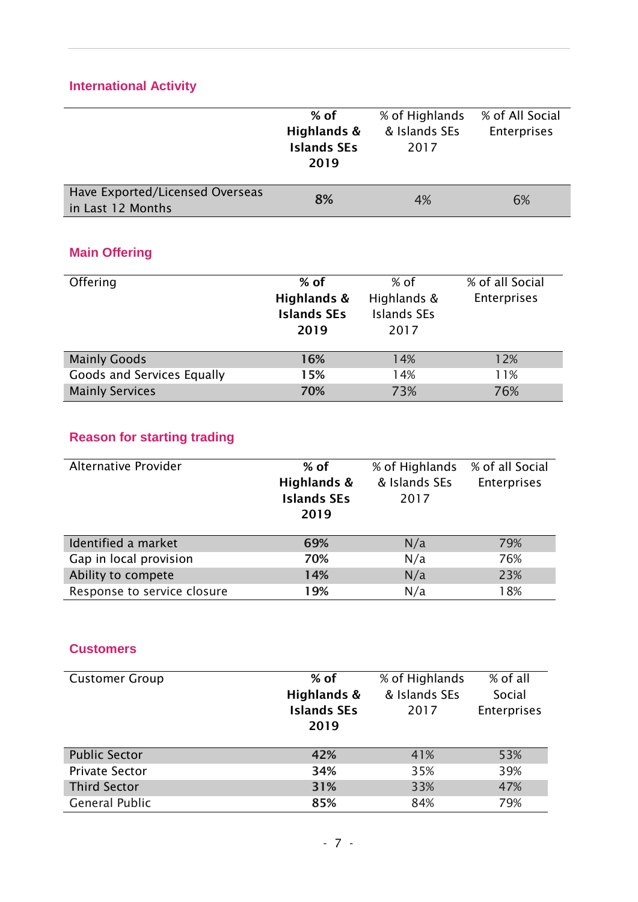### International Activity

| | **% of Highlands & Islands SEs 2019** | % of Highlands & Islands SEs 2017 | % of All Social Enterprises |
|---|---|---|---|
| Have Exported/Licensed Overseas in Last 12 Months | **8%** | 4% | 6% |

### Main Offering

| Offering | **% of Highlands & Islands SEs 2019** | % of Highlands & Islands SEs 2017 | % of all Social Enterprises |
|---|---|---|---|
| Mainly Goods | **16%** | 14% | 12% |
| Goods and Services Equally | **15%** | 14% | 11% |
| Mainly Services | **70%** | 73% | 76% |

### Reason for starting trading

| Alternative Provider | **% of Highlands & Islands SEs 2019** | % of Highlands & Islands SEs 2017 | % of all Social Enterprises |
|---|---|---|---|
| Identified a market | **69%** | N/a | 79% |
| Gap in local provision | **70%** | N/a | 76% |
| Ability to compete | **14%** | N/a | 23% |
| Response to service closure | **19%** | N/a | 18% |

### Customers

| Customer Group | **% of Highlands & Islands SEs 2019** | % of Highlands & Islands SEs 2017 | % of all Social Enterprises |
|---|---|---|---|
| Public Sector | **42%** | 41% | 53% |
| Private Sector | **34%** | 35% | 39% |
| Third Sector | **31%** | 33% | 47% |
| General Public | **85%** | 84% | 79% |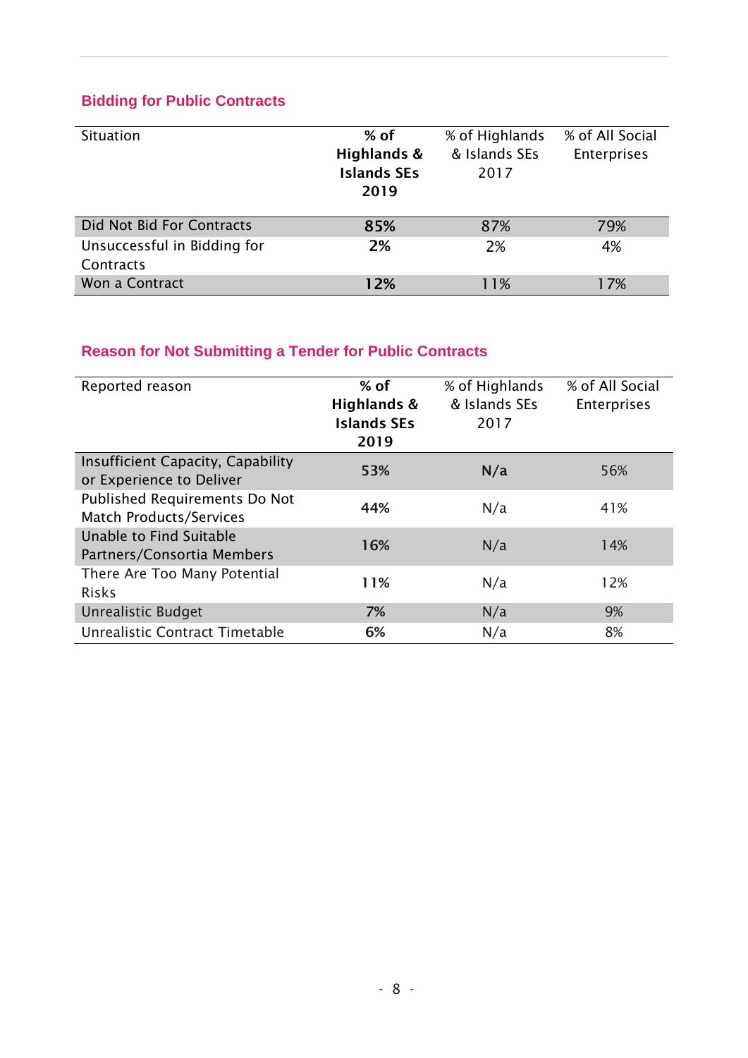## Bidding for Public Contracts

| Situation | **% of Highlands & Islands SEs 2019** | % of Highlands & Islands SEs 2017 | % of All Social Enterprises |
|---|---|---|---|
| Did Not Bid For Contracts | **85%** | 87% | 79% |
| Unsuccessful in Bidding for Contracts | **2%** | 2% | 4% |
| Won a Contract | **12%** | 11% | 17% |

## Reason for Not Submitting a Tender for Public Contracts

| Reported reason | **% of Highlands & Islands SEs 2019** | % of Highlands & Islands SEs 2017 | % of All Social Enterprises |
|---|---|---|---|
| Insufficient Capacity, Capability or Experience to Deliver | **53%** | **N/a** | 56% |
| Published Requirements Do Not Match Products/Services | **44%** | N/a | 41% |
| Unable to Find Suitable Partners/Consortia Members | **16%** | N/a | 14% |
| There Are Too Many Potential Risks | **11%** | N/a | 12% |
| Unrealistic Budget | **7%** | N/a | 9% |
| Unrealistic Contract Timetable | **6%** | N/a | 8% |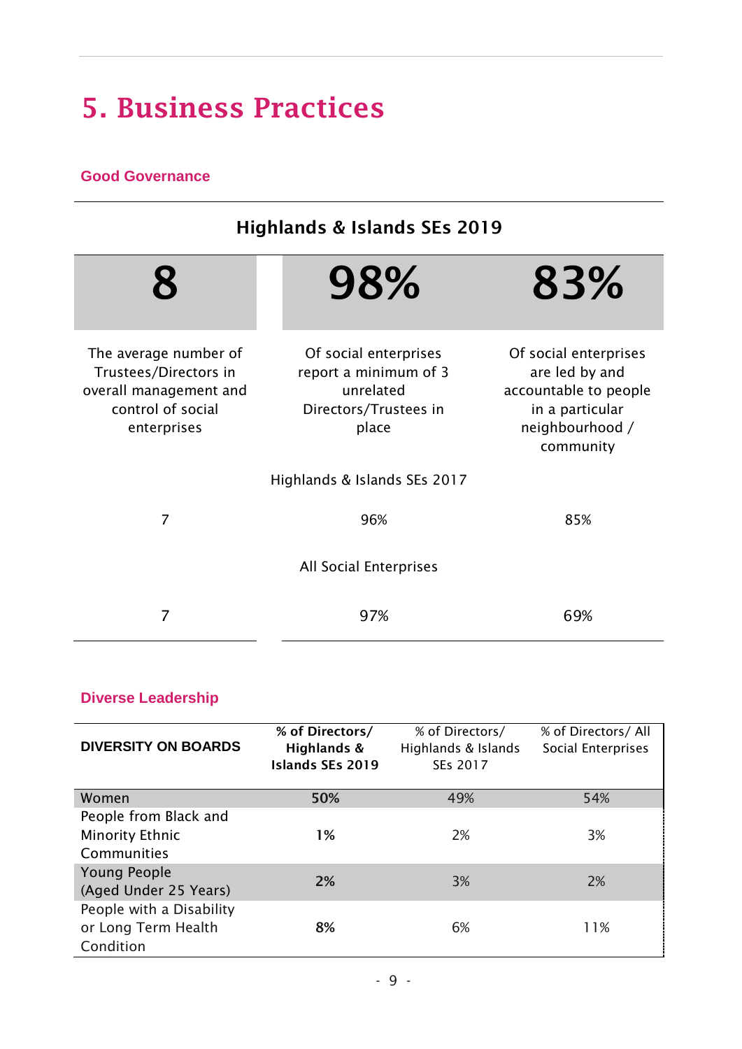# 5. Business Practices

### Good Governance

| Highlands & Islands SEs 2019 | | |
|---|---|---|
| **8** | **98%** | **83%** |
| The average number of Trustees/Directors in overall management and control of social enterprises | Of social enterprises report a minimum of 3 unrelated Directors/Trustees in place | Of social enterprises are led by and accountable to people in a particular neighbourhood / community |
| | Highlands & Islands SEs 2017 | |
| 7 | 96% | 85% |
| | All Social Enterprises | |
| 7 | 97% | 69% |

### Diverse Leadership

| DIVERSITY ON BOARDS | % of Directors/ Highlands & Islands SEs 2019 | % of Directors/ Highlands & Islands SEs 2017 | % of Directors/ All Social Enterprises |
|---|---|---|---|
| Women | **50%** | 49% | 54% |
| People from Black and Minority Ethnic Communities | **1%** | 2% | 3% |
| Young People (Aged Under 25 Years) | **2%** | 3% | 2% |
| People with a Disability or Long Term Health Condition | **8%** | 6% | 11% |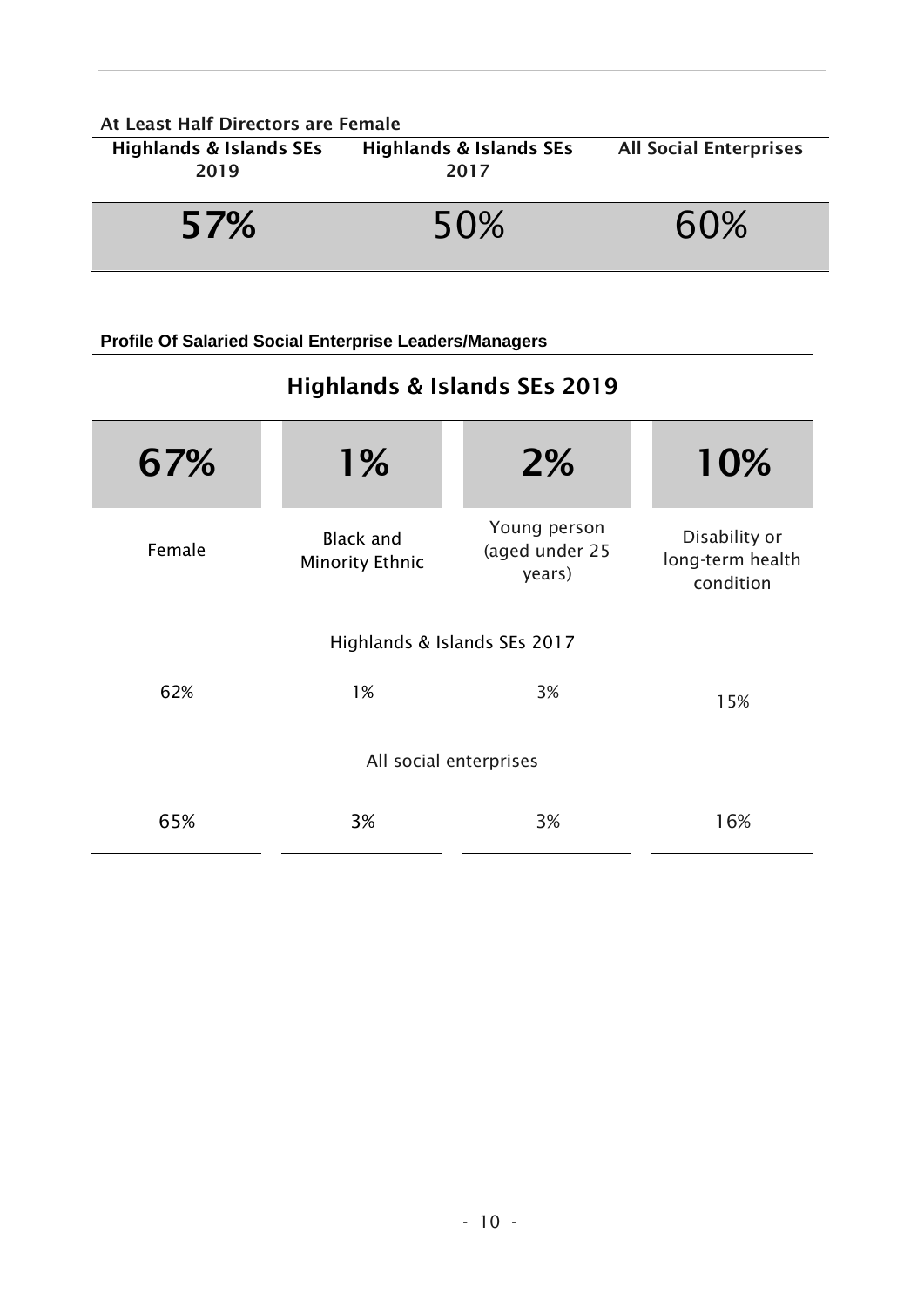**At Least Half Directors are Female**

| Highlands & Islands SEs 2019 | Highlands & Islands SEs 2017 | All Social Enterprises |
|---|---|---|
| **57%** | 50% | 60% |

**Profile Of Salaried Social Enterprise Leaders/Managers**

| | Female | Black and Minority Ethnic | Young person (aged under 25 years) | Disability or long-term health condition |
|---|---|---|---|---|
| Highlands & Islands SEs 2019 | **67%** | **1%** | **2%** | **10%** |
| Highlands & Islands SEs 2017 | 62% | 1% | 3% | 15% |
| All social enterprises | 65% | 3% | 3% | 16% |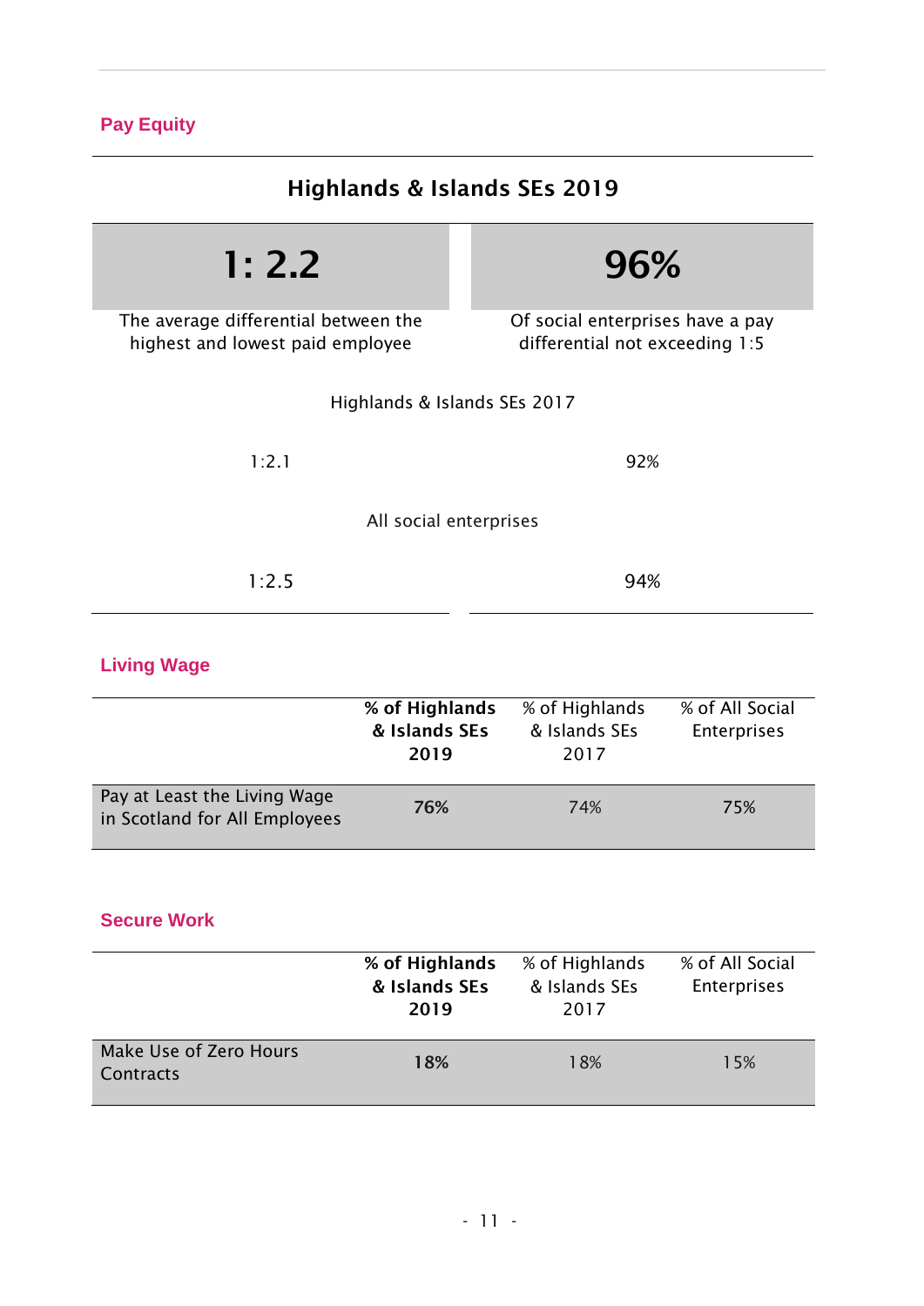## Pay Equity

| Highlands & Islands SEs 2019 | |
|---|---|
| **1: 2.2** | **96%** |
| The average differential between the highest and lowest paid employee | Of social enterprises have a pay differential not exceeding 1:5 |
| Highlands & Islands SEs 2017 | |
| 1:2.1 | 92% |
| All social enterprises | |
| 1:2.5 | 94% |

## Living Wage

| | **% of Highlands & Islands SEs 2019** | % of Highlands & Islands SEs 2017 | % of All Social Enterprises |
|---|---|---|---|
| Pay at Least the Living Wage in Scotland for All Employees | **76%** | 74% | 75% |

## Secure Work

| | **% of Highlands & Islands SEs 2019** | % of Highlands & Islands SEs 2017 | % of All Social Enterprises |
|---|---|---|---|
| Make Use of Zero Hours Contracts | **18%** | 18% | 15% |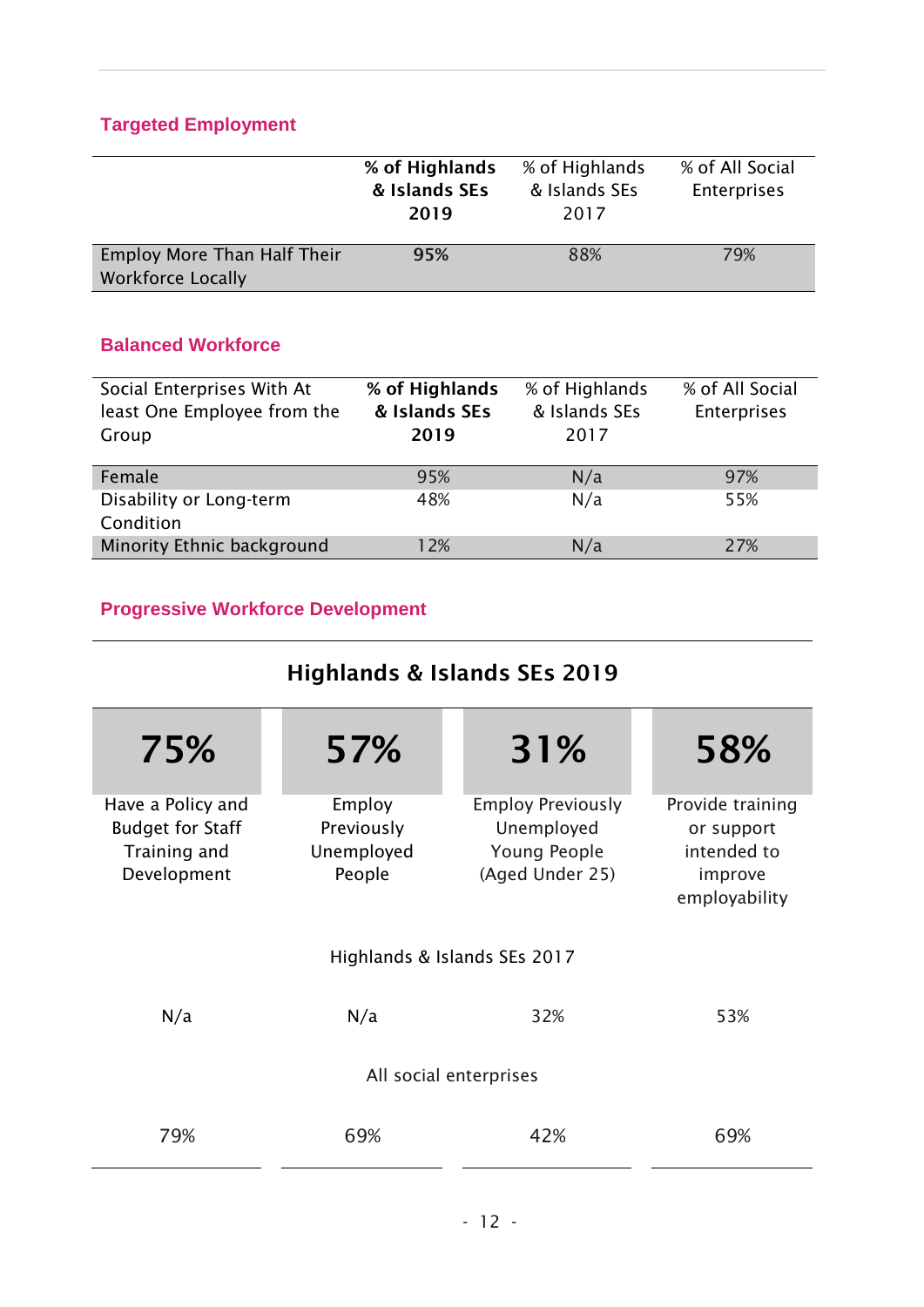### Targeted Employment

| | **% of Highlands & Islands SEs 2019** | % of Highlands & Islands SEs 2017 | % of All Social Enterprises |
|---|---|---|---|
| Employ More Than Half Their Workforce Locally | **95%** | 88% | 79% |

### Balanced Workforce

| Social Enterprises With At least One Employee from the Group | **% of Highlands & Islands SEs 2019** | % of Highlands & Islands SEs 2017 | % of All Social Enterprises |
|---|---|---|---|
| Female | 95% | N/a | 97% |
| Disability or Long-term Condition | 48% | N/a | 55% |
| Minority Ethnic background | 12% | N/a | 27% |

### Progressive Workforce Development

| | Have a Policy and Budget for Staff Training and Development | Employ Previously Unemployed People | Employ Previously Unemployed Young People (Aged Under 25) | Provide training or support intended to improve employability |
|---|---|---|---|---|
| **Highlands & Islands SEs 2019** | **75%** | **57%** | **31%** | **58%** |
| Highlands & Islands SEs 2017 | N/a | N/a | 32% | 53% |
| All social enterprises | 79% | 69% | 42% | 69% |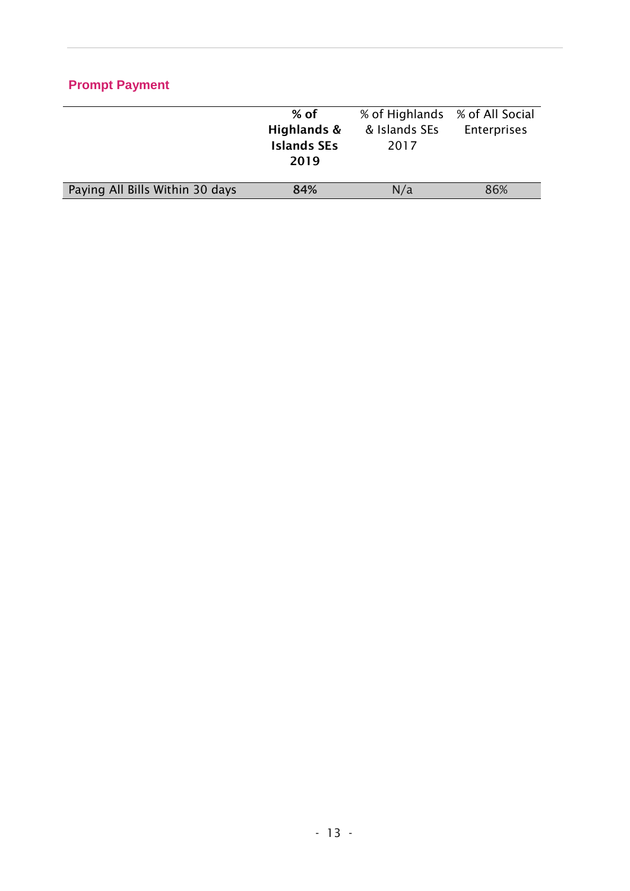## Prompt Payment

| | **% of Highlands & Islands SEs 2019** | % of Highlands & Islands SEs 2017 | % of All Social Enterprises |
|---|---|---|---|
| Paying All Bills Within 30 days | **84%** | N/a | 86% |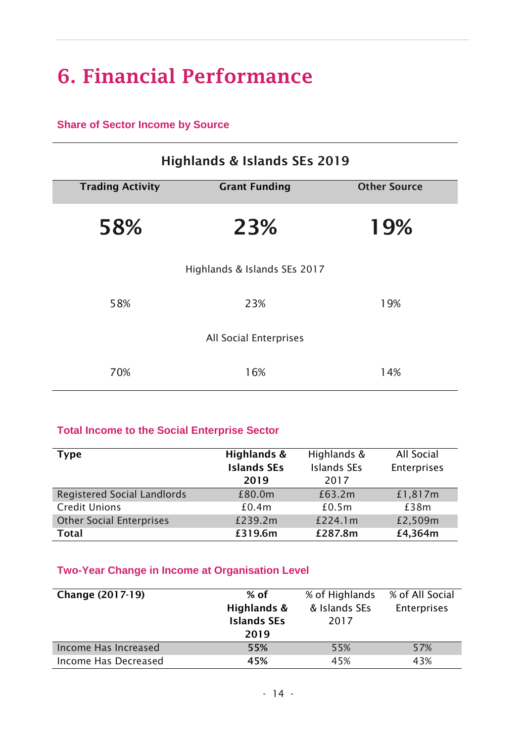# 6. Financial Performance

### Share of Sector Income by Source

| Highlands & Islands SEs 2019 | | |
|---|---|---|
| **Trading Activity** | **Grant Funding** | **Other Source** |
| **58%** | **23%** | **19%** |
| Highlands & Islands SEs 2017 | | |
| 58% | 23% | 19% |
| All Social Enterprises | | |
| 70% | 16% | 14% |

### Total Income to the Social Enterprise Sector

| Type | Highlands & Islands SEs 2019 | Highlands & Islands SEs 2017 | All Social Enterprises |
|---|---|---|---|
| Registered Social Landlords | £80.0m | £63.2m | £1,817m |
| Credit Unions | £0.4m | £0.5m | £38m |
| Other Social Enterprises | £239.2m | £224.1m | £2,509m |
| **Total** | **£319.6m** | **£287.8m** | **£4,364m** |

### Two-Year Change in Income at Organisation Level

| Change (2017-19) | % of Highlands & Islands SEs 2019 | % of Highlands & Islands SEs 2017 | % of All Social Enterprises |
|---|---|---|---|
| Income Has Increased | **55%** | 55% | 57% |
| Income Has Decreased | **45%** | 45% | 43% |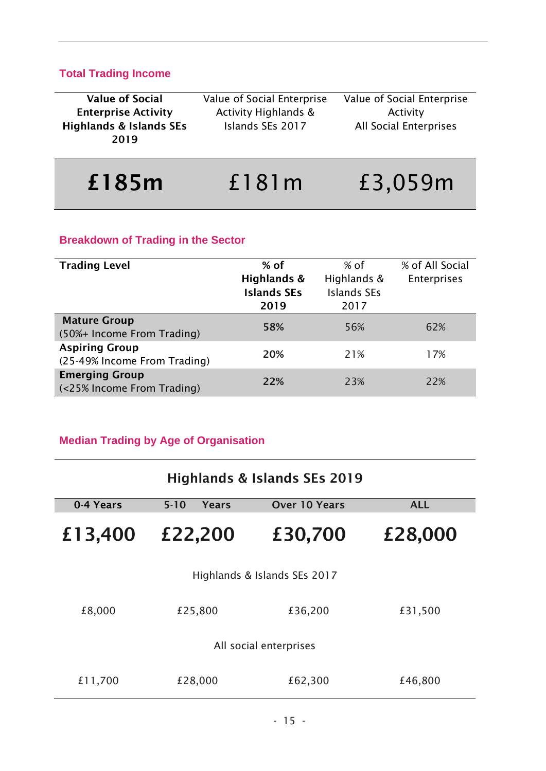## Total Trading Income

| Value of Social Enterprise Activity Highlands & Islands SEs 2019 | Value of Social Enterprise Activity Highlands & Islands SEs 2017 | Value of Social Enterprise Activity All Social Enterprises |
|---|---|---|
| **£185m** | £181m | £3,059m |

## Breakdown of Trading in the Sector

| Trading Level | % of Highlands & Islands SEs 2019 | % of Highlands & Islands SEs 2017 | % of All Social Enterprises |
|---|---|---|---|
| **Mature Group** (50%+ Income From Trading) | **58%** | 56% | 62% |
| **Aspiring Group** (25-49% Income From Trading) | **20%** | 21% | 17% |
| **Emerging Group** (<25% Income From Trading) | **22%** | 23% | 22% |

## Median Trading by Age of Organisation

| | 0-4 Years | 5-10 Years | Over 10 Years | ALL |
|---|---|---|---|---|
| **Highlands & Islands SEs 2019** | **£13,400** | **£22,200** | **£30,700** | **£28,000** |
| Highlands & Islands SEs 2017 | £8,000 | £25,800 | £36,200 | £31,500 |
| All social enterprises | £11,700 | £28,000 | £62,300 | £46,800 |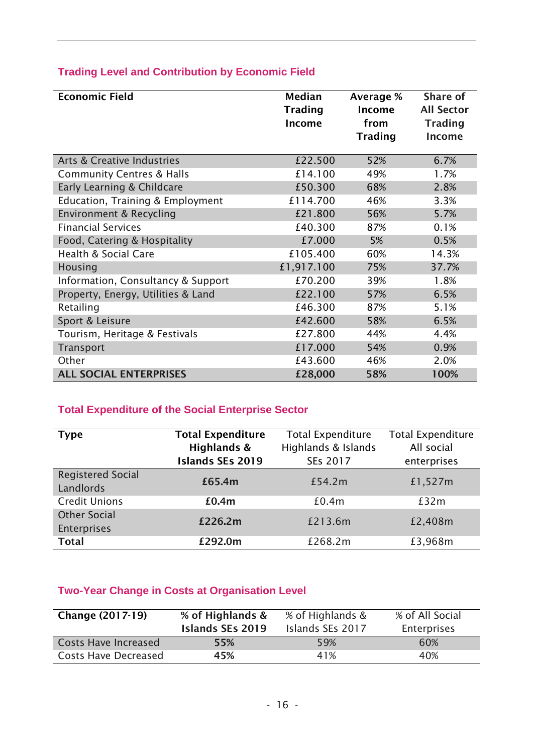## Trading Level and Contribution by Economic Field

| Economic Field | Median Trading Income | Average % Income from Trading | Share of All Sector Trading Income |
|---|---|---|---|
| Arts & Creative Industries | £22.500 | 52% | 6.7% |
| Community Centres & Halls | £14.100 | 49% | 1.7% |
| Early Learning & Childcare | £50.300 | 68% | 2.8% |
| Education, Training & Employment | £114.700 | 46% | 3.3% |
| Environment & Recycling | £21.800 | 56% | 5.7% |
| Financial Services | £40.300 | 87% | 0.1% |
| Food, Catering & Hospitality | £7.000 | 5% | 0.5% |
| Health & Social Care | £105.400 | 60% | 14.3% |
| Housing | £1,917.100 | 75% | 37.7% |
| Information, Consultancy & Support | £70.200 | 39% | 1.8% |
| Property, Energy, Utilities & Land | £22.100 | 57% | 6.5% |
| Retailing | £46.300 | 87% | 5.1% |
| Sport & Leisure | £42.600 | 58% | 6.5% |
| Tourism, Heritage & Festivals | £27.800 | 44% | 4.4% |
| Transport | £17.000 | 54% | 0.9% |
| Other | £43.600 | 46% | 2.0% |
| **ALL SOCIAL ENTERPRISES** | **£28,000** | **58%** | **100%** |

## Total Expenditure of the Social Enterprise Sector

| Type | Total Expenditure Highlands & Islands SEs 2019 | Total Expenditure Highlands & Islands SEs 2017 | Total Expenditure All social enterprises |
|---|---|---|---|
| Registered Social Landlords | **£65.4m** | £54.2m | £1,527m |
| Credit Unions | **£0.4m** | £0.4m | £32m |
| Other Social Enterprises | **£226.2m** | £213.6m | £2,408m |
| **Total** | **£292.0m** | £268.2m | £3,968m |

## Two-Year Change in Costs at Organisation Level

| Change (2017-19) | % of Highlands & Islands SEs 2019 | % of Highlands & Islands SEs 2017 | % of All Social Enterprises |
|---|---|---|---|
| Costs Have Increased | **55%** | 59% | 60% |
| Costs Have Decreased | **45%** | 41% | 40% |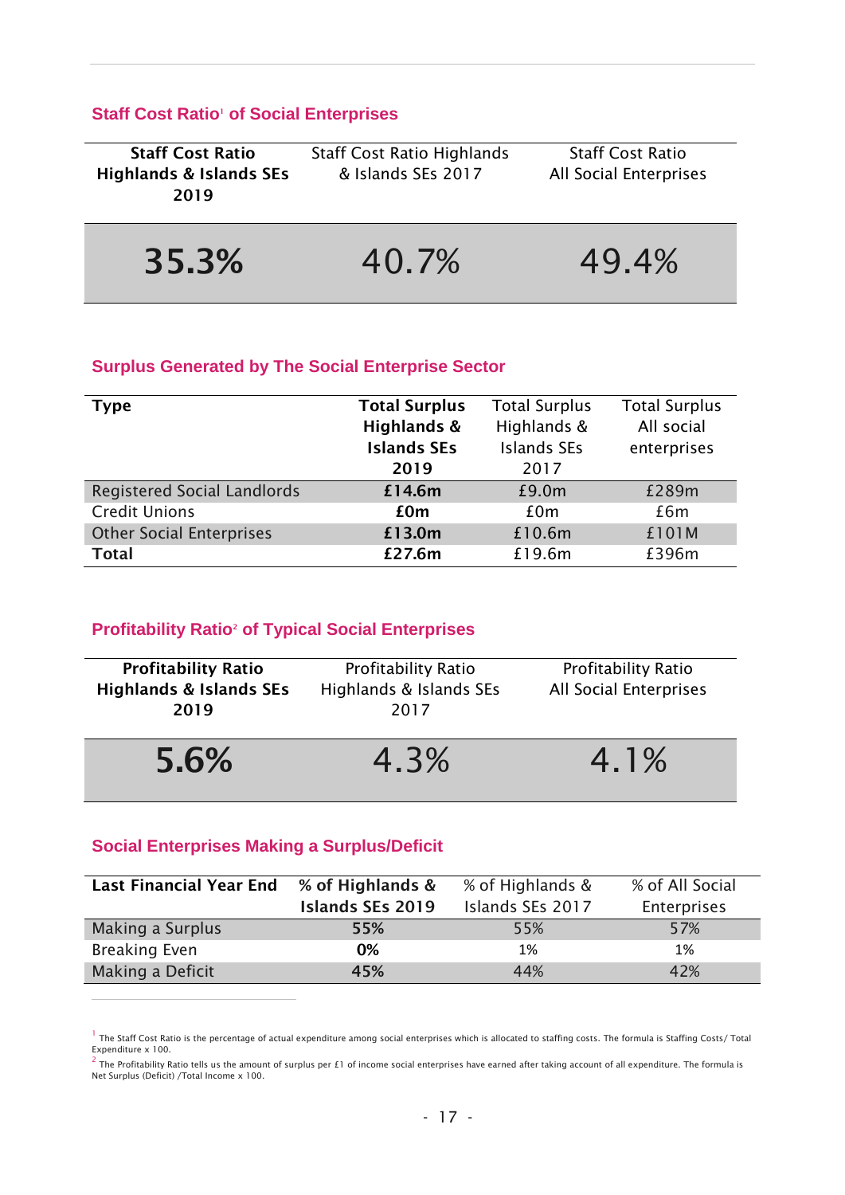## Staff Cost Ratio[1] of Social Enterprises

| **Staff Cost Ratio Highlands & Islands SEs 2019** | Staff Cost Ratio Highlands & Islands SEs 2017 | Staff Cost Ratio All Social Enterprises |
|---|---|---|
| **35.3%** | 40.7% | 49.4% |

## Surplus Generated by The Social Enterprise Sector

| Type | **Total Surplus Highlands & Islands SEs 2019** | Total Surplus Highlands & Islands SEs 2017 | Total Surplus All social enterprises |
|---|---|---|---|
| Registered Social Landlords | **£14.6m** | £9.0m | £289m |
| Credit Unions | **£0m** | £0m | £6m |
| Other Social Enterprises | **£13.0m** | £10.6m | £101M |
| **Total** | **£27.6m** | £19.6m | £396m |

## Profitability Ratio[2] of Typical Social Enterprises

| **Profitability Ratio Highlands & Islands SEs 2019** | Profitability Ratio Highlands & Islands SEs 2017 | Profitability Ratio All Social Enterprises |
|---|---|---|
| **5.6%** | 4.3% | 4.1% |

## Social Enterprises Making a Surplus/Deficit

| **Last Financial Year End** | **% of Highlands & Islands SEs 2019** | % of Highlands & Islands SEs 2017 | % of All Social Enterprises |
|---|---|---|---|
| Making a Surplus | **55%** | 55% | 57% |
| Breaking Even | **0%** | 1% | 1% |
| Making a Deficit | **45%** | 44% | 42% |

[1] The Staff Cost Ratio is the percentage of actual expenditure among social enterprises which is allocated to staffing costs. The formula is Staffing Costs/ Total Expenditure x 100.

[2] The Profitability Ratio tells us the amount of surplus per £1 of income social enterprises have earned after taking account of all expenditure. The formula is Net Surplus (Deficit) /Total Income x 100.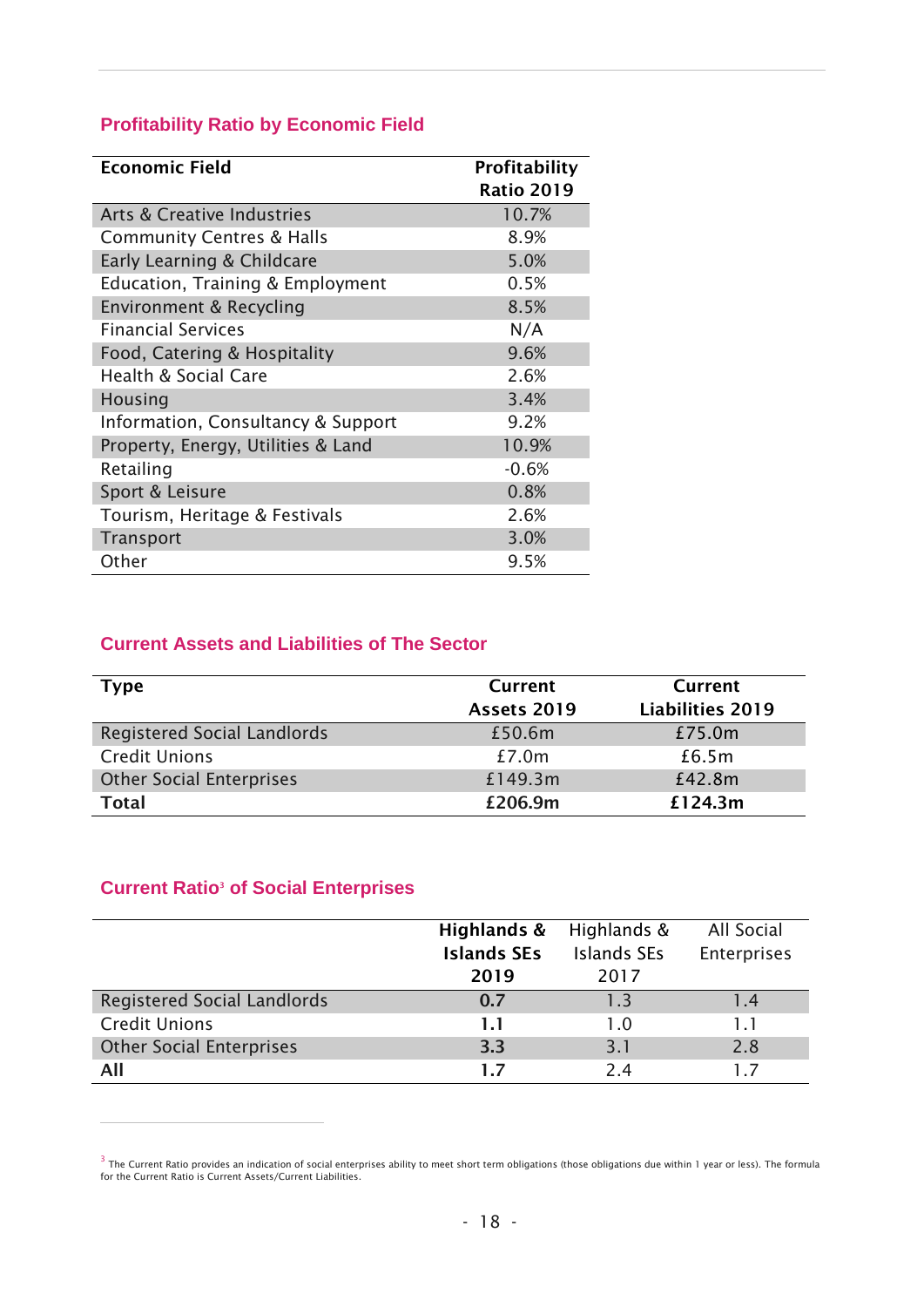## Profitability Ratio by Economic Field

| Economic Field | Profitability Ratio 2019 |
|---|---|
| Arts & Creative Industries | 10.7% |
| Community Centres & Halls | 8.9% |
| Early Learning & Childcare | 5.0% |
| Education, Training & Employment | 0.5% |
| Environment & Recycling | 8.5% |
| Financial Services | N/A |
| Food, Catering & Hospitality | 9.6% |
| Health & Social Care | 2.6% |
| Housing | 3.4% |
| Information, Consultancy & Support | 9.2% |
| Property, Energy, Utilities & Land | 10.9% |
| Retailing | -0.6% |
| Sport & Leisure | 0.8% |
| Tourism, Heritage & Festivals | 2.6% |
| Transport | 3.0% |
| Other | 9.5% |

## Current Assets and Liabilities of The Sector

| Type | Current Assets 2019 | Current Liabilities 2019 |
|---|---|---|
| Registered Social Landlords | £50.6m | £75.0m |
| Credit Unions | £7.0m | £6.5m |
| Other Social Enterprises | £149.3m | £42.8m |
| **Total** | **£206.9m** | **£124.3m** |

## Current Ratio[3] of Social Enterprises

| | Highlands & Islands SEs 2019 | Highlands & Islands SEs 2017 | All Social Enterprises |
|---|---|---|---|
| Registered Social Landlords | **0.7** | 1.3 | 1.4 |
| Credit Unions | **1.1** | 1.0 | 1.1 |
| Other Social Enterprises | **3.3** | 3.1 | 2.8 |
| **All** | **1.7** | 2.4 | 1.7 |

[3] The Current Ratio provides an indication of social enterprises ability to meet short term obligations (those obligations due within 1 year or less). The formula for the Current Ratio is Current Assets/Current Liabilities.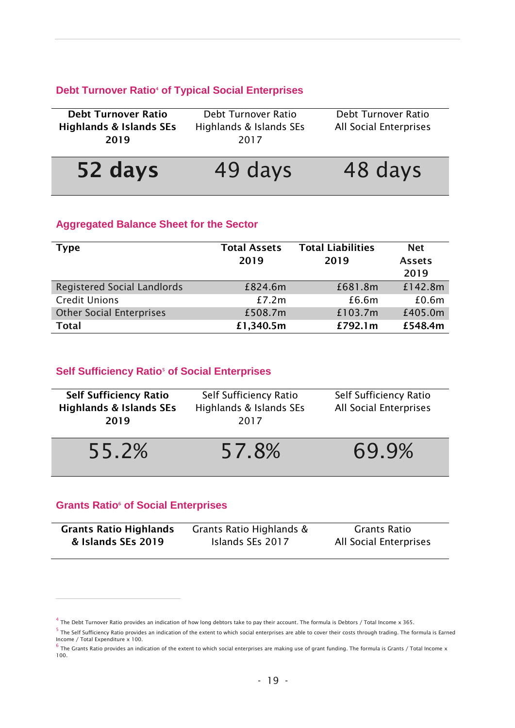### Debt Turnover Ratio[4] of Typical Social Enterprises

| **Debt Turnover Ratio Highlands & Islands SEs 2019** | Debt Turnover Ratio Highlands & Islands SEs 2017 | Debt Turnover Ratio All Social Enterprises |
|---|---|---|
| **52 days** | 49 days | 48 days |

### Aggregated Balance Sheet for the Sector

| **Type** | **Total Assets 2019** | **Total Liabilities 2019** | **Net Assets 2019** |
|---|---|---|---|
| Registered Social Landlords | £824.6m | £681.8m | £142.8m |
| Credit Unions | £7.2m | £6.6m | £0.6m |
| Other Social Enterprises | £508.7m | £103.7m | £405.0m |
| **Total** | **£1,340.5m** | **£792.1m** | **£548.4m** |

### Self Sufficiency Ratio[5] of Social Enterprises

| **Self Sufficiency Ratio Highlands & Islands SEs 2019** | Self Sufficiency Ratio Highlands & Islands SEs 2017 | Self Sufficiency Ratio All Social Enterprises |
|---|---|---|
| 55.2% | 57.8% | 69.9% |

### Grants Ratio[6] of Social Enterprises

| **Grants Ratio Highlands & Islands SEs 2019** | Grants Ratio Highlands & Islands SEs 2017 | Grants Ratio All Social Enterprises |
|---|---|---|

[4] The Debt Turnover Ratio provides an indication of how long debtors take to pay their account. The formula is Debtors / Total Income x 365.

[5] The Self Sufficiency Ratio provides an indication of the extent to which social enterprises are able to cover their costs through trading. The formula is Earned Income / Total Expenditure x 100.

[6] The Grants Ratio provides an indication of the extent to which social enterprises are making use of grant funding. The formula is Grants / Total Income x 100.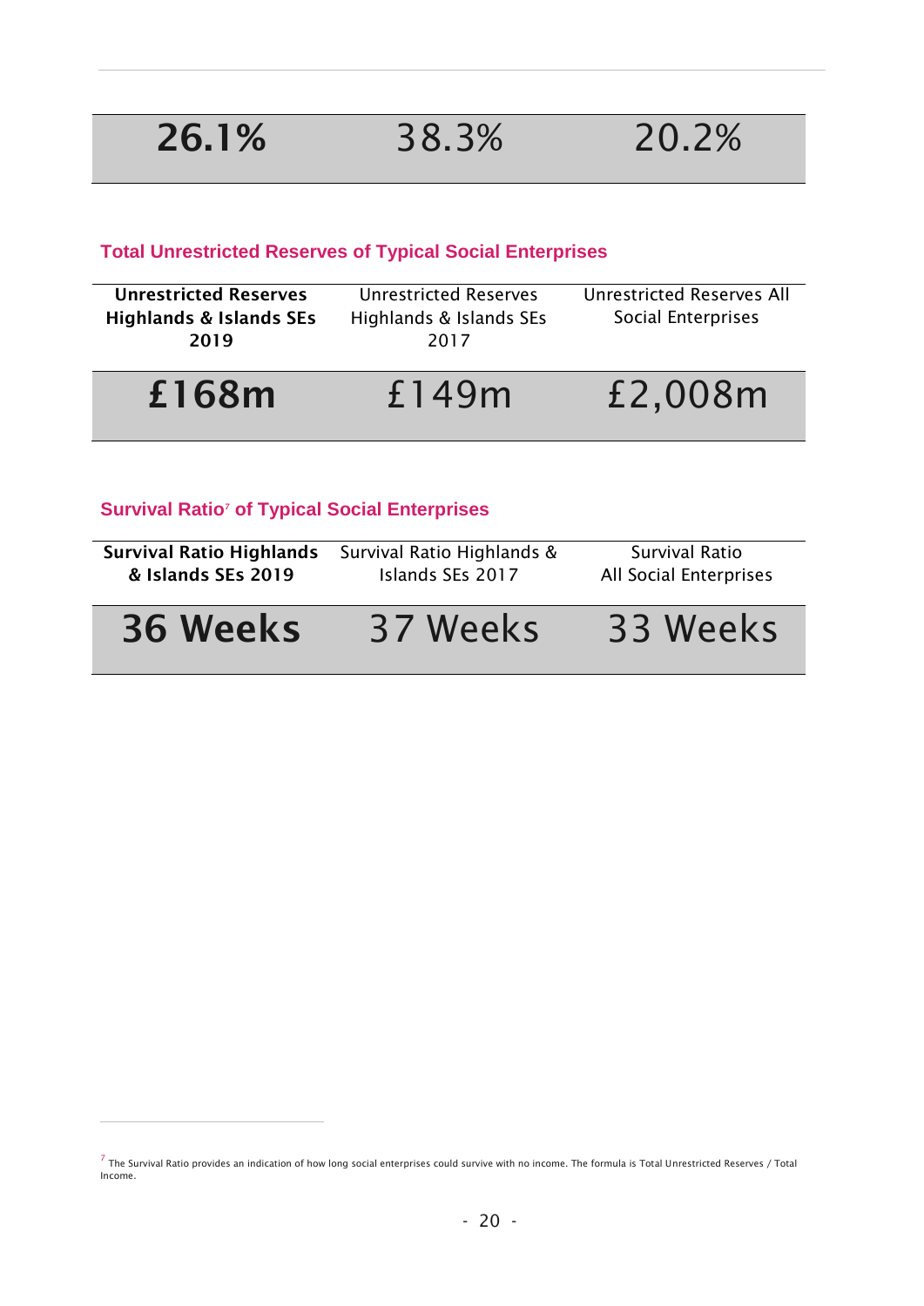| 26.1% | 38.3% | 20.2% |
|---|---|---|

### Total Unrestricted Reserves of Typical Social Enterprises

| **Unrestricted Reserves Highlands & Islands SEs 2019** | Unrestricted Reserves Highlands & Islands SEs 2017 | Unrestricted Reserves All Social Enterprises |
|---|---|---|
| **£168m** | £149m | £2,008m |

### Survival Ratio[7] of Typical Social Enterprises

| **Survival Ratio Highlands & Islands SEs 2019** | Survival Ratio Highlands & Islands SEs 2017 | Survival Ratio All Social Enterprises |
|---|---|---|
| **36 Weeks** | 37 Weeks | 33 Weeks |

[7] The Survival Ratio provides an indication of how long social enterprises could survive with no income. The formula is Total Unrestricted Reserves / Total Income.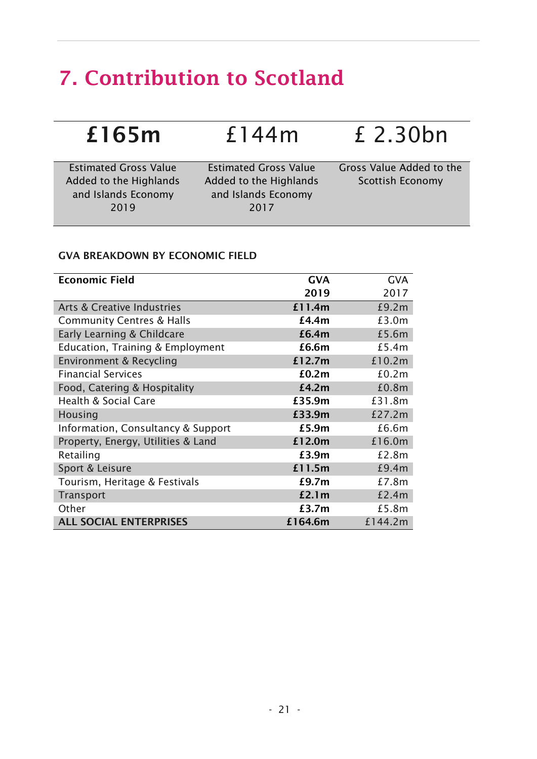# 7. Contribution to Scotland

| **£165m** | £144m | £ 2.30bn |
|---|---|---|
| Estimated Gross Value Added to the Highlands and Islands Economy 2019 | Estimated Gross Value Added to the Highlands and Islands Economy 2017 | Gross Value Added to the Scottish Economy |

**GVA BREAKDOWN BY ECONOMIC FIELD**

| **Economic Field** | **GVA 2019** | GVA 2017 |
|---|---|---|
| Arts & Creative Industries | **£11.4m** | £9.2m |
| Community Centres & Halls | **£4.4m** | £3.0m |
| Early Learning & Childcare | **£6.4m** | £5.6m |
| Education, Training & Employment | **£6.6m** | £5.4m |
| Environment & Recycling | **£12.7m** | £10.2m |
| Financial Services | **£0.2m** | £0.2m |
| Food, Catering & Hospitality | **£4.2m** | £0.8m |
| Health & Social Care | **£35.9m** | £31.8m |
| Housing | **£33.9m** | £27.2m |
| Information, Consultancy & Support | **£5.9m** | £6.6m |
| Property, Energy, Utilities & Land | **£12.0m** | £16.0m |
| Retailing | **£3.9m** | £2.8m |
| Sport & Leisure | **£11.5m** | £9.4m |
| Tourism, Heritage & Festivals | **£9.7m** | £7.8m |
| Transport | **£2.1m** | £2.4m |
| Other | **£3.7m** | £5.8m |
| **ALL SOCIAL ENTERPRISES** | **£164.6m** | £144.2m |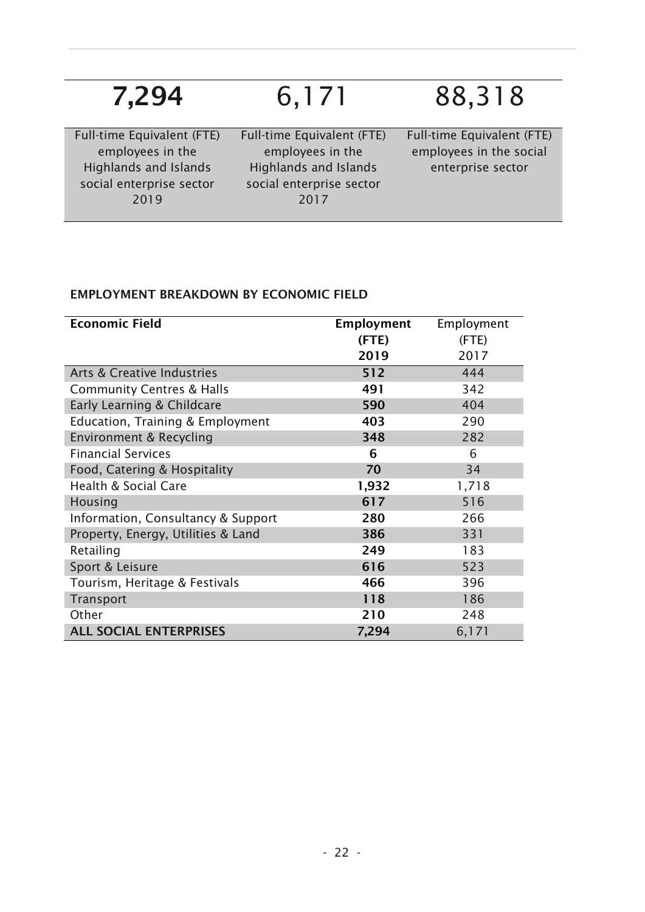| 7,294 | 6,171 | 88,318 |
|---|---|---|
| Full-time Equivalent (FTE) employees in the Highlands and Islands social enterprise sector 2019 | Full-time Equivalent (FTE) employees in the Highlands and Islands social enterprise sector 2017 | Full-time Equivalent (FTE) employees in the social enterprise sector |

#### EMPLOYMENT BREAKDOWN BY ECONOMIC FIELD

| Economic Field | Employment (FTE) 2019 | Employment (FTE) 2017 |
|---|---|---|
| Arts & Creative Industries | **512** | 444 |
| Community Centres & Halls | **491** | 342 |
| Early Learning & Childcare | **590** | 404 |
| Education, Training & Employment | **403** | 290 |
| Environment & Recycling | **348** | 282 |
| Financial Services | **6** | 6 |
| Food, Catering & Hospitality | **70** | 34 |
| Health & Social Care | **1,932** | 1,718 |
| Housing | **617** | 516 |
| Information, Consultancy & Support | **280** | 266 |
| Property, Energy, Utilities & Land | **386** | 331 |
| Retailing | **249** | 183 |
| Sport & Leisure | **616** | 523 |
| Tourism, Heritage & Festivals | **466** | 396 |
| Transport | **118** | 186 |
| Other | **210** | 248 |
| **ALL SOCIAL ENTERPRISES** | **7,294** | 6,171 |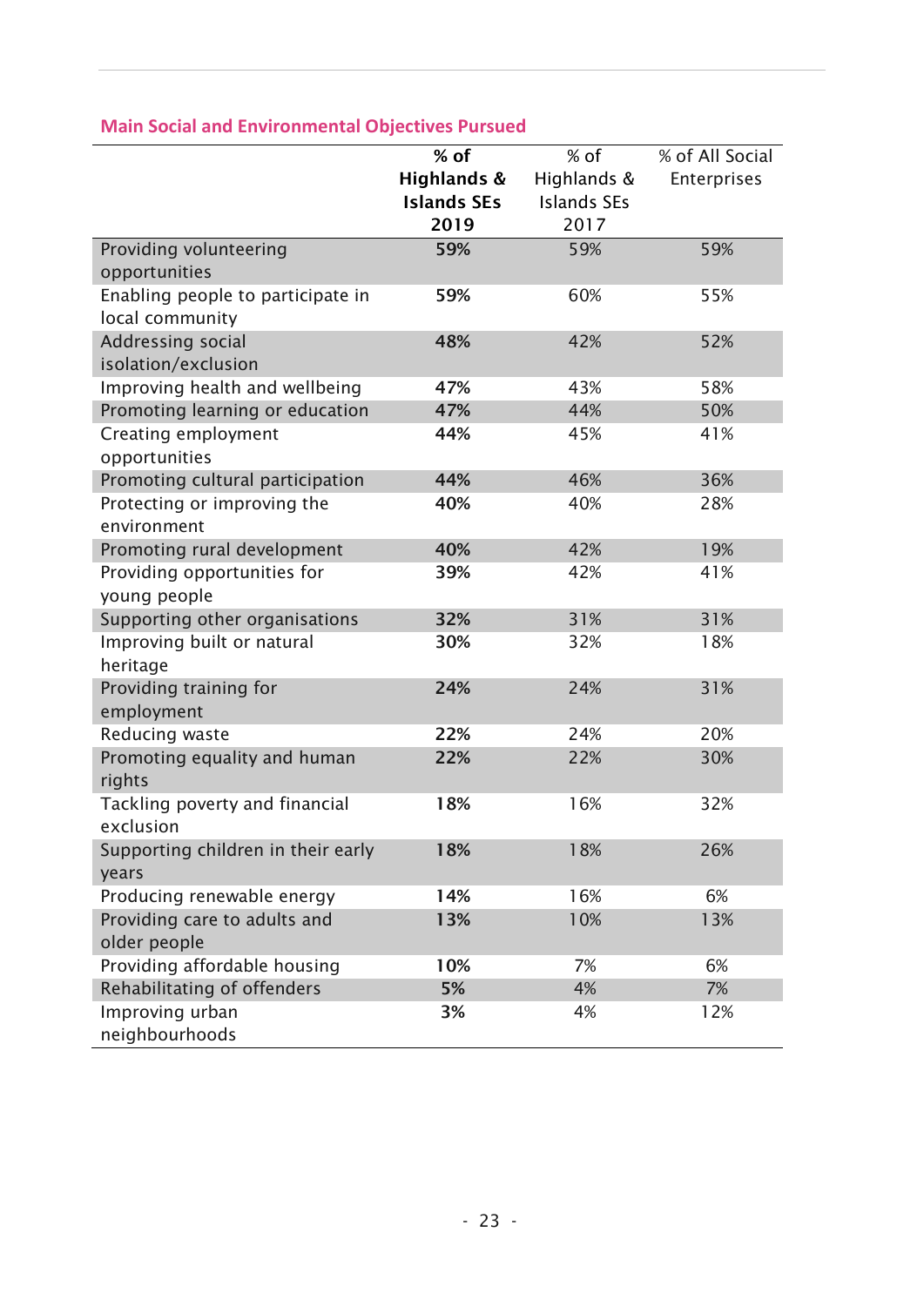### Main Social and Environmental Objectives Pursued

| | **% of Highlands & Islands SEs 2019** | % of Highlands & Islands SEs 2017 | % of All Social Enterprises |
|---|---|---|---|
| Providing volunteering opportunities | **59%** | 59% | 59% |
| Enabling people to participate in local community | **59%** | 60% | 55% |
| Addressing social isolation/exclusion | **48%** | 42% | 52% |
| Improving health and wellbeing | **47%** | 43% | 58% |
| Promoting learning or education | **47%** | 44% | 50% |
| Creating employment opportunities | **44%** | 45% | 41% |
| Promoting cultural participation | **44%** | 46% | 36% |
| Protecting or improving the environment | **40%** | 40% | 28% |
| Promoting rural development | **40%** | 42% | 19% |
| Providing opportunities for young people | **39%** | 42% | 41% |
| Supporting other organisations | **32%** | 31% | 31% |
| Improving built or natural heritage | **30%** | 32% | 18% |
| Providing training for employment | **24%** | 24% | 31% |
| Reducing waste | **22%** | 24% | 20% |
| Promoting equality and human rights | **22%** | 22% | 30% |
| Tackling poverty and financial exclusion | **18%** | 16% | 32% |
| Supporting children in their early years | **18%** | 18% | 26% |
| Producing renewable energy | **14%** | 16% | 6% |
| Providing care to adults and older people | **13%** | 10% | 13% |
| Providing affordable housing | **10%** | 7% | 6% |
| Rehabilitating of offenders | **5%** | 4% | 7% |
| Improving urban neighbourhoods | **3%** | 4% | 12% |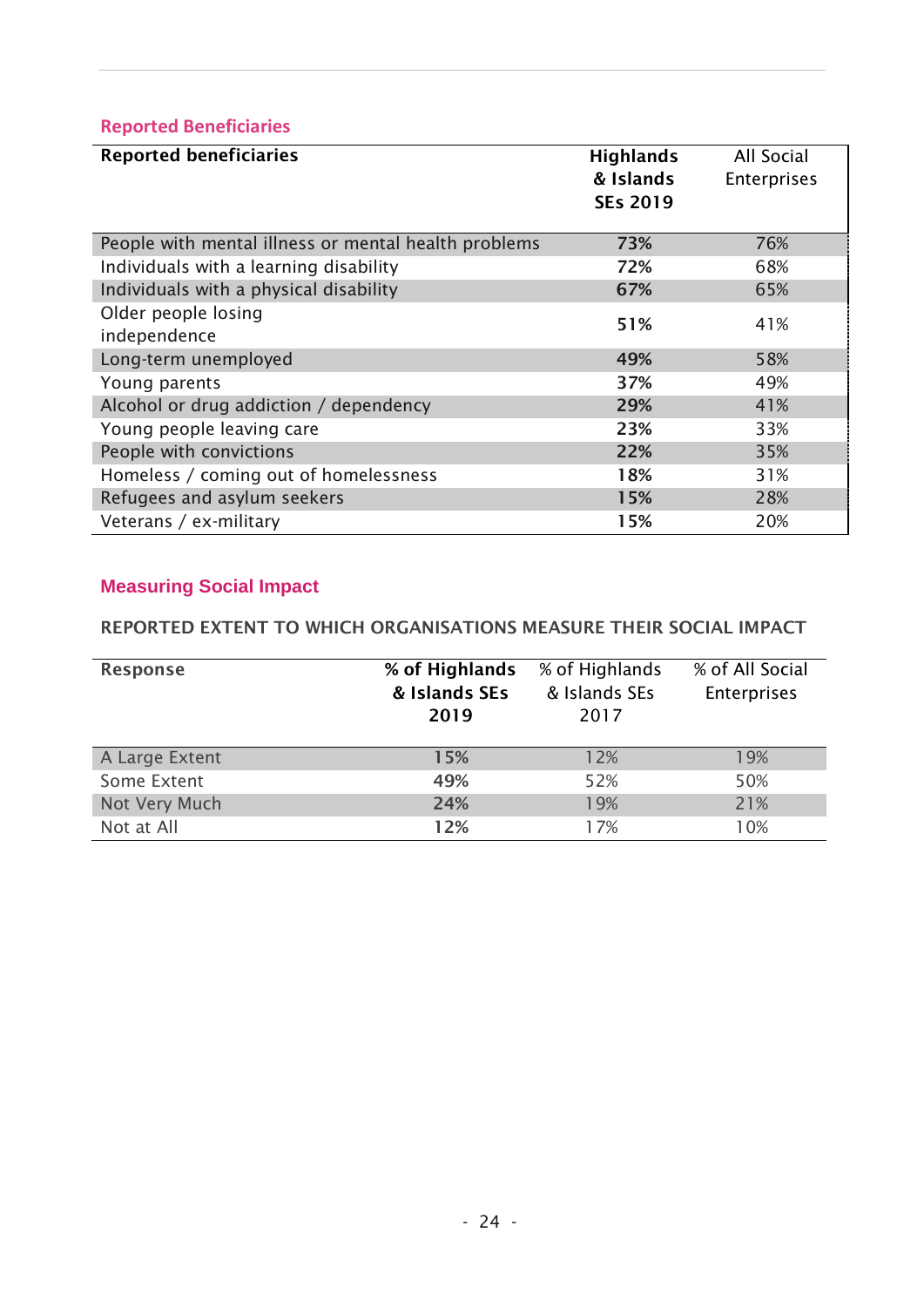## Reported Beneficiaries

| Reported beneficiaries | Highlands & Islands SEs 2019 | All Social Enterprises |
|---|---|---|
| People with mental illness or mental health problems | **73%** | 76% |
| Individuals with a learning disability | **72%** | 68% |
| Individuals with a physical disability | **67%** | 65% |
| Older people losing independence | **51%** | 41% |
| Long-term unemployed | **49%** | 58% |
| Young parents | **37%** | 49% |
| Alcohol or drug addiction / dependency | **29%** | 41% |
| Young people leaving care | **23%** | 33% |
| People with convictions | **22%** | 35% |
| Homeless / coming out of homelessness | **18%** | 31% |
| Refugees and asylum seekers | **15%** | 28% |
| Veterans / ex-military | **15%** | 20% |

## Measuring Social Impact

REPORTED EXTENT TO WHICH ORGANISATIONS MEASURE THEIR SOCIAL IMPACT

| Response | % of Highlands & Islands SEs 2019 | % of Highlands & Islands SEs 2017 | % of All Social Enterprises |
|---|---|---|---|
| A Large Extent | **15%** | 12% | 19% |
| Some Extent | **49%** | 52% | 50% |
| Not Very Much | **24%** | 19% | 21% |
| Not at All | **12%** | 17% | 10% |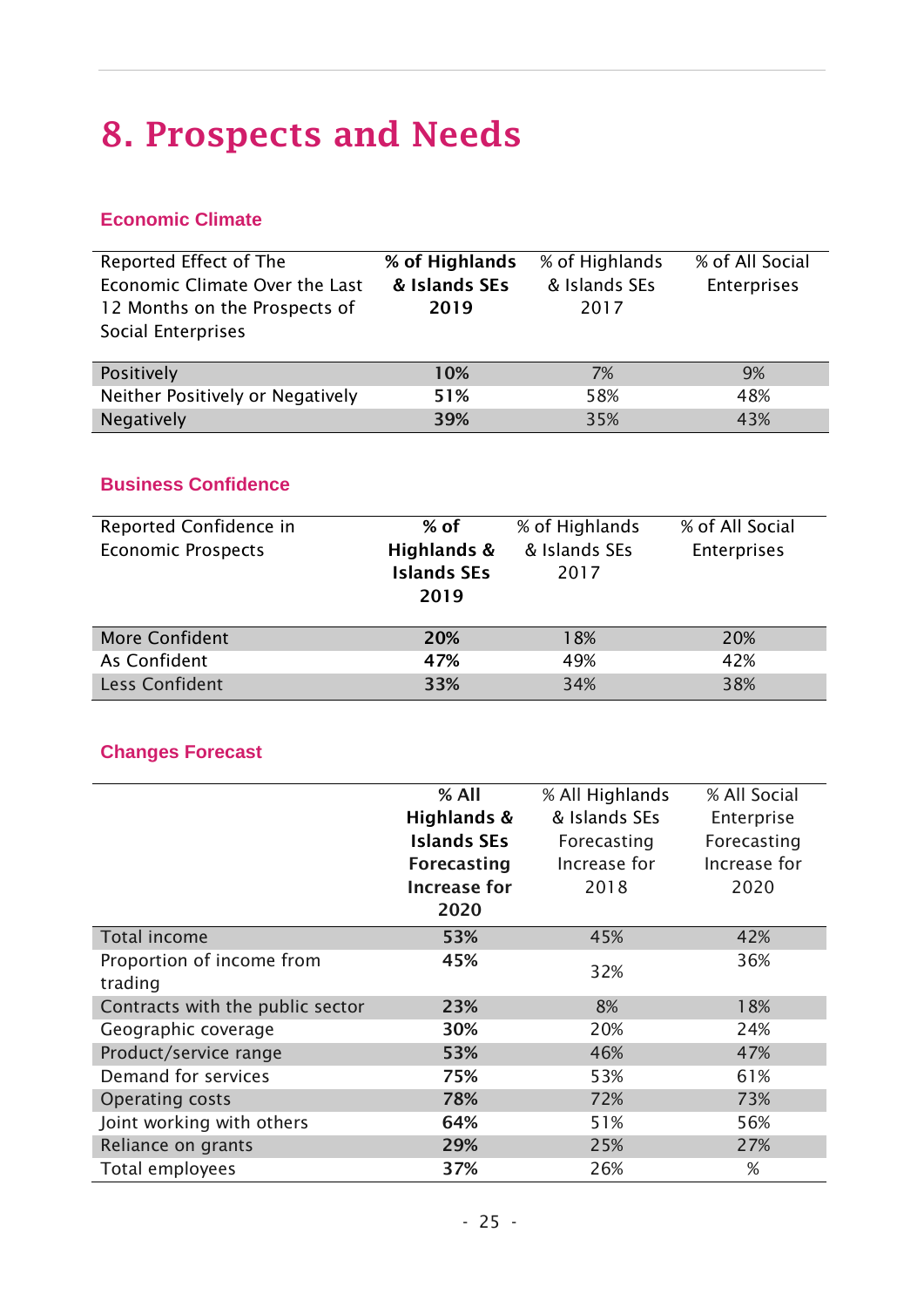# 8. Prospects and Needs

### Economic Climate

| Reported Effect of The Economic Climate Over the Last 12 Months on the Prospects of Social Enterprises | **% of Highlands & Islands SEs 2019** | % of Highlands & Islands SEs 2017 | % of All Social Enterprises |
|---|---|---|---|
| Positively | **10%** | 7% | 9% |
| Neither Positively or Negatively | **51%** | 58% | 48% |
| Negatively | **39%** | 35% | 43% |

### Business Confidence

| Reported Confidence in Economic Prospects | **% of Highlands & Islands SEs 2019** | % of Highlands & Islands SEs 2017 | % of All Social Enterprises |
|---|---|---|---|
| More Confident | **20%** | 18% | 20% |
| As Confident | **47%** | 49% | 42% |
| Less Confident | **33%** | 34% | 38% |

### Changes Forecast

| | **% All Highlands & Islands SEs Forecasting Increase for 2020** | % All Highlands & Islands SEs Forecasting Increase for 2018 | % All Social Enterprise Forecasting Increase for 2020 |
|---|---|---|---|
| Total income | **53%** | 45% | 42% |
| Proportion of income from trading | **45%** | 32% | 36% |
| Contracts with the public sector | **23%** | 8% | 18% |
| Geographic coverage | **30%** | 20% | 24% |
| Product/service range | **53%** | 46% | 47% |
| Demand for services | **75%** | 53% | 61% |
| Operating costs | **78%** | 72% | 73% |
| Joint working with others | **64%** | 51% | 56% |
| Reliance on grants | **29%** | 25% | 27% |
| Total employees | **37%** | 26% | % |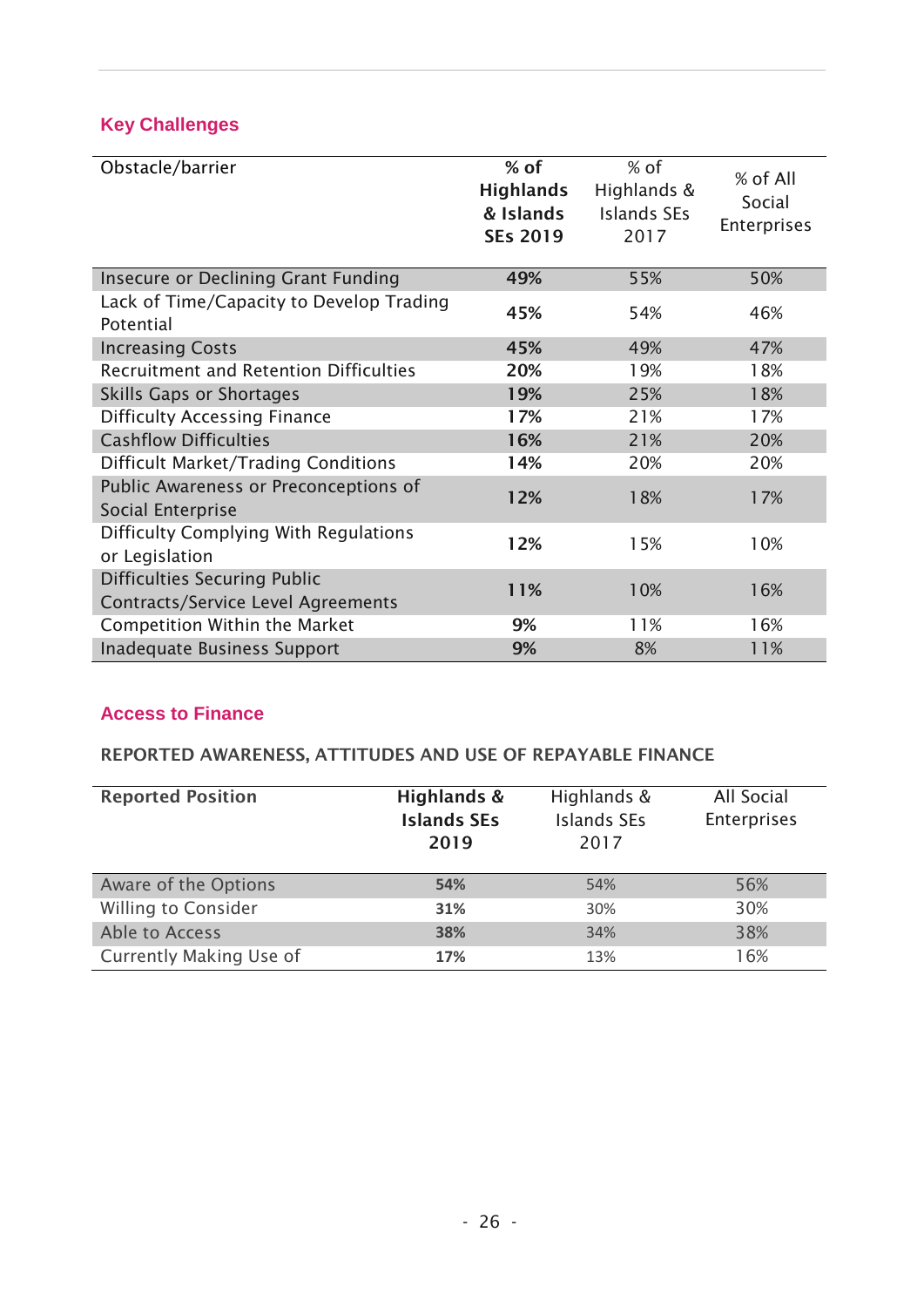## Key Challenges

| Obstacle/barrier | % of Highlands & Islands SEs 2019 | % of Highlands & Islands SEs 2017 | % of All Social Enterprises |
|---|---|---|---|
| Insecure or Declining Grant Funding | **49%** | 55% | 50% |
| Lack of Time/Capacity to Develop Trading Potential | **45%** | 54% | 46% |
| Increasing Costs | **45%** | 49% | 47% |
| Recruitment and Retention Difficulties | **20%** | 19% | 18% |
| Skills Gaps or Shortages | **19%** | 25% | 18% |
| Difficulty Accessing Finance | **17%** | 21% | 17% |
| Cashflow Difficulties | **16%** | 21% | 20% |
| Difficult Market/Trading Conditions | **14%** | 20% | 20% |
| Public Awareness or Preconceptions of Social Enterprise | **12%** | 18% | 17% |
| Difficulty Complying With Regulations or Legislation | **12%** | 15% | 10% |
| Difficulties Securing Public Contracts/Service Level Agreements | **11%** | 10% | 16% |
| Competition Within the Market | **9%** | 11% | 16% |
| Inadequate Business Support | **9%** | 8% | 11% |

## Access to Finance

### REPORTED AWARENESS, ATTITUDES AND USE OF REPAYABLE FINANCE

| Reported Position | Highlands & Islands SEs 2019 | Highlands & Islands SEs 2017 | All Social Enterprises |
|---|---|---|---|
| Aware of the Options | **54%** | 54% | 56% |
| Willing to Consider | **31%** | 30% | 30% |
| Able to Access | **38%** | 34% | 38% |
| Currently Making Use of | **17%** | 13% | 16% |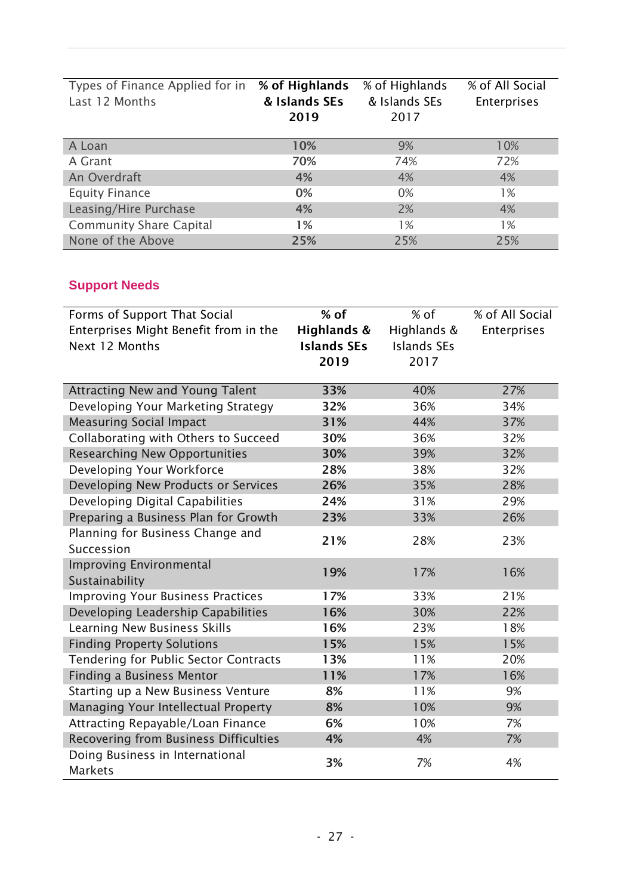| Types of Finance Applied for in Last 12 Months | **% of Highlands & Islands SEs 2019** | % of Highlands & Islands SEs 2017 | % of All Social Enterprises |
|---|---|---|---|
| A Loan | **10%** | 9% | 10% |
| A Grant | **70%** | 74% | 72% |
| An Overdraft | **4%** | 4% | 4% |
| Equity Finance | **0%** | 0% | 1% |
| Leasing/Hire Purchase | **4%** | 2% | 4% |
| Community Share Capital | **1%** | 1% | 1% |
| None of the Above | **25%** | 25% | 25% |

## Support Needs

| Forms of Support That Social Enterprises Might Benefit from in the Next 12 Months | **% of Highlands & Islands SEs 2019** | % of Highlands & Islands SEs 2017 | % of All Social Enterprises |
|---|---|---|---|
| Attracting New and Young Talent | **33%** | 40% | 27% |
| Developing Your Marketing Strategy | **32%** | 36% | 34% |
| Measuring Social Impact | **31%** | 44% | 37% |
| Collaborating with Others to Succeed | **30%** | 36% | 32% |
| Researching New Opportunities | **30%** | 39% | 32% |
| Developing Your Workforce | **28%** | 38% | 32% |
| Developing New Products or Services | **26%** | 35% | 28% |
| Developing Digital Capabilities | **24%** | 31% | 29% |
| Preparing a Business Plan for Growth | **23%** | 33% | 26% |
| Planning for Business Change and Succession | **21%** | 28% | 23% |
| Improving Environmental Sustainability | **19%** | 17% | 16% |
| Improving Your Business Practices | **17%** | 33% | 21% |
| Developing Leadership Capabilities | **16%** | 30% | 22% |
| Learning New Business Skills | **16%** | 23% | 18% |
| Finding Property Solutions | **15%** | 15% | 15% |
| Tendering for Public Sector Contracts | **13%** | 11% | 20% |
| Finding a Business Mentor | **11%** | 17% | 16% |
| Starting up a New Business Venture | **8%** | 11% | 9% |
| Managing Your Intellectual Property | **8%** | 10% | 9% |
| Attracting Repayable/Loan Finance | **6%** | 10% | 7% |
| Recovering from Business Difficulties | **4%** | 4% | 7% |
| Doing Business in International Markets | **3%** | 7% | 4% |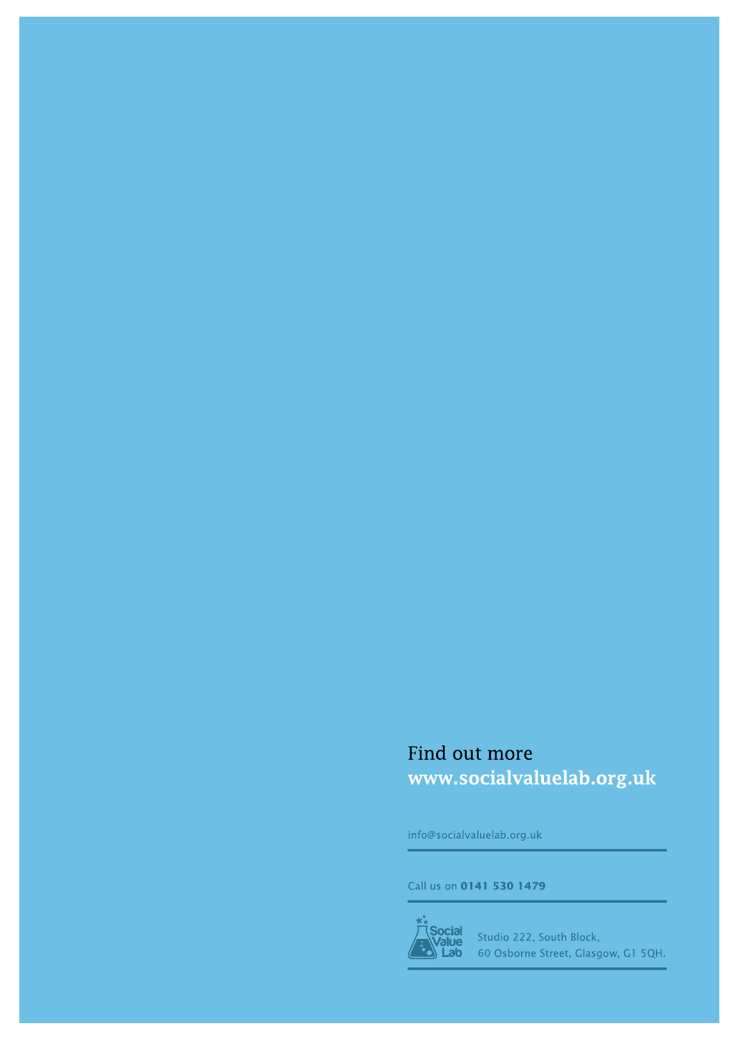Find out more
**www.socialvaluelab.org.uk**

info@socialvaluelab.org.uk

Call us on **0141 530 1479**

Social Value Lab

Studio 222, South Block,
60 Osborne Street, Glasgow, G1 5QH.